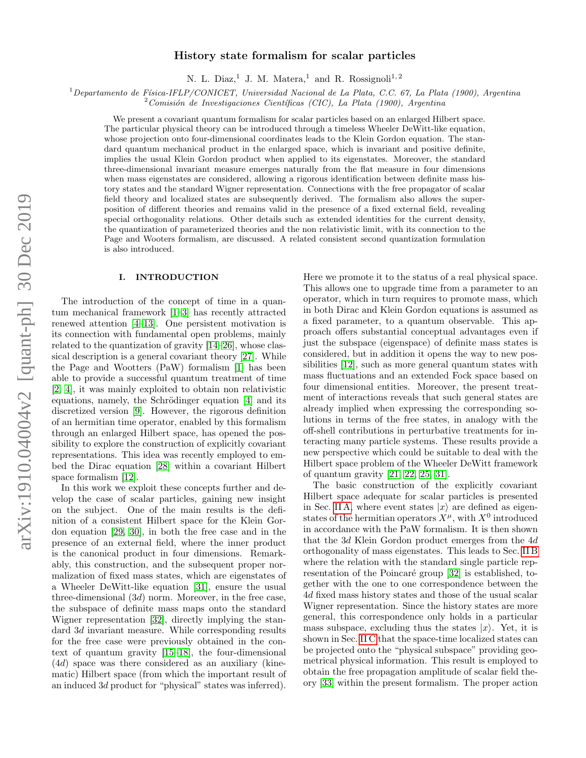# History state formalism for scalar particles

N. L. Diaz,[1] J. M. Matera,[1] and R. Rossignoli[1,2]

[1] *Departamento de Física-IFLP/CONICET, Universidad Nacional de La Plata, C.C. 67, La Plata (1900), Argentina*
[2] *Comisión de Investigaciones Científicas (CIC), La Plata (1900), Argentina*

We present a covariant quantum formalism for scalar particles based on an enlarged Hilbert space. The particular physical theory can be introduced through a timeless Wheeler DeWitt-like equation, whose projection onto four-dimensional coordinates leads to the Klein Gordon equation. The standard quantum mechanical product in the enlarged space, which is invariant and positive definite, implies the usual Klein Gordon product when applied to its eigenstates. Moreover, the standard three-dimensional invariant measure emerges naturally from the flat measure in four dimensions when mass eigenstates are considered, allowing a rigorous identification between definite mass history states and the standard Wigner representation. Connections with the free propagator of scalar field theory and localized states are subsequently derived. The formalism also allows the superposition of different theories and remains valid in the presence of a fixed external field, revealing special orthogonality relations. Other details such as extended identities for the current density, the quantization of parameterized theories and the non relativistic limit, with its connection to the Page and Wooters formalism, are discussed. A related consistent second quantization formulation is also introduced.

## I. INTRODUCTION

The introduction of the concept of time in a quantum mechanical framework [1–3] has recently attracted renewed attention [4–13]. One persistent motivation is its connection with fundamental open problems, mainly related to the quantization of gravity [14–26], whose classical description is a general covariant theory [27]. While the Page and Wootters (PaW) formalism [1] has been able to provide a successful quantum treatment of time [2, 4], it was mainly exploited to obtain non relativistic equations, namely, the Schrödinger equation [4] and its discretized version [9]. However, the rigorous definition of an hermitian time operator, enabled by this formalism through an enlarged Hilbert space, has opened the possibility to explore the construction of explicitly covariant representations. This idea was recently employed to embed the Dirac equation [28] within a covariant Hilbert space formalism [12].

In this work we exploit these concepts further and develop the case of scalar particles, gaining new insight on the subject. One of the main results is the definition of a consistent Hilbert space for the Klein Gordon equation [29, 30], in both the free case and in the presence of an external field, where the inner product is the canonical product in four dimensions. Remarkably, this construction, and the subsequent proper normalization of fixed mass states, which are eigenstates of a Wheeler DeWitt-like equation [31], ensure the usual three-dimensional ($3d$) norm. Moreover, in the free case, the subspace of definite mass maps onto the standard Wigner representation [32], directly implying the standard $3d$ invariant measure. While corresponding results for the free case were previously obtained in the context of quantum gravity [15–18], the four-dimensional ($4d$) space was there considered as an auxiliary (kinematic) Hilbert space (from which the important result of an induced $3d$ product for "physical" states was inferred). Here we promote it to the status of a real physical space. This allows one to upgrade time from a parameter to an operator, which in turn requires to promote mass, which in both Dirac and Klein Gordon equations is assumed as a fixed parameter, to a quantum observable. This approach offers substantial conceptual advantages even if just the subspace (eigenspace) of definite mass states is considered, but in addition it opens the way to new possibilities [12], such as more general quantum states with mass fluctuations and an extended Fock space based on four dimensional entities. Moreover, the present treatment of interactions reveals that such general states are already implied when expressing the corresponding solutions in terms of the free states, in analogy with the off-shell contributions in perturbative treatments for interacting many particle systems. These results provide a new perspective which could be suitable to deal with the Hilbert space problem of the Wheeler DeWitt framework of quantum gravity [21, 22, 25, 31].

The basic construction of the explicitly covariant Hilbert space adequate for scalar particles is presented in Sec. II A, where event states $|x\rangle$ are defined as eigenstates of the hermitian operators $X^\mu$, with $X^0$ introduced in accordance with the PaW formalism. It is then shown that the $3d$ Klein Gordon product emerges from the $4d$ orthogonality of mass eigenstates. This leads to Sec. II B where the relation with the standard single particle representation of the Poincaré group [32] is established, together with the one to one correspondence between the $4d$ fixed mass history states and those of the usual scalar Wigner representation. Since the history states are more general, this correspondence only holds in a particular mass subspace, excluding thus the states $|x\rangle$. Yet, it is shown in Sec. II C that the space-time localized states can be projected onto the "physical subspace" providing geometrical physical information. This result is employed to obtain the free propagation amplitude of scalar field theory [33] within the present formalism. The proper action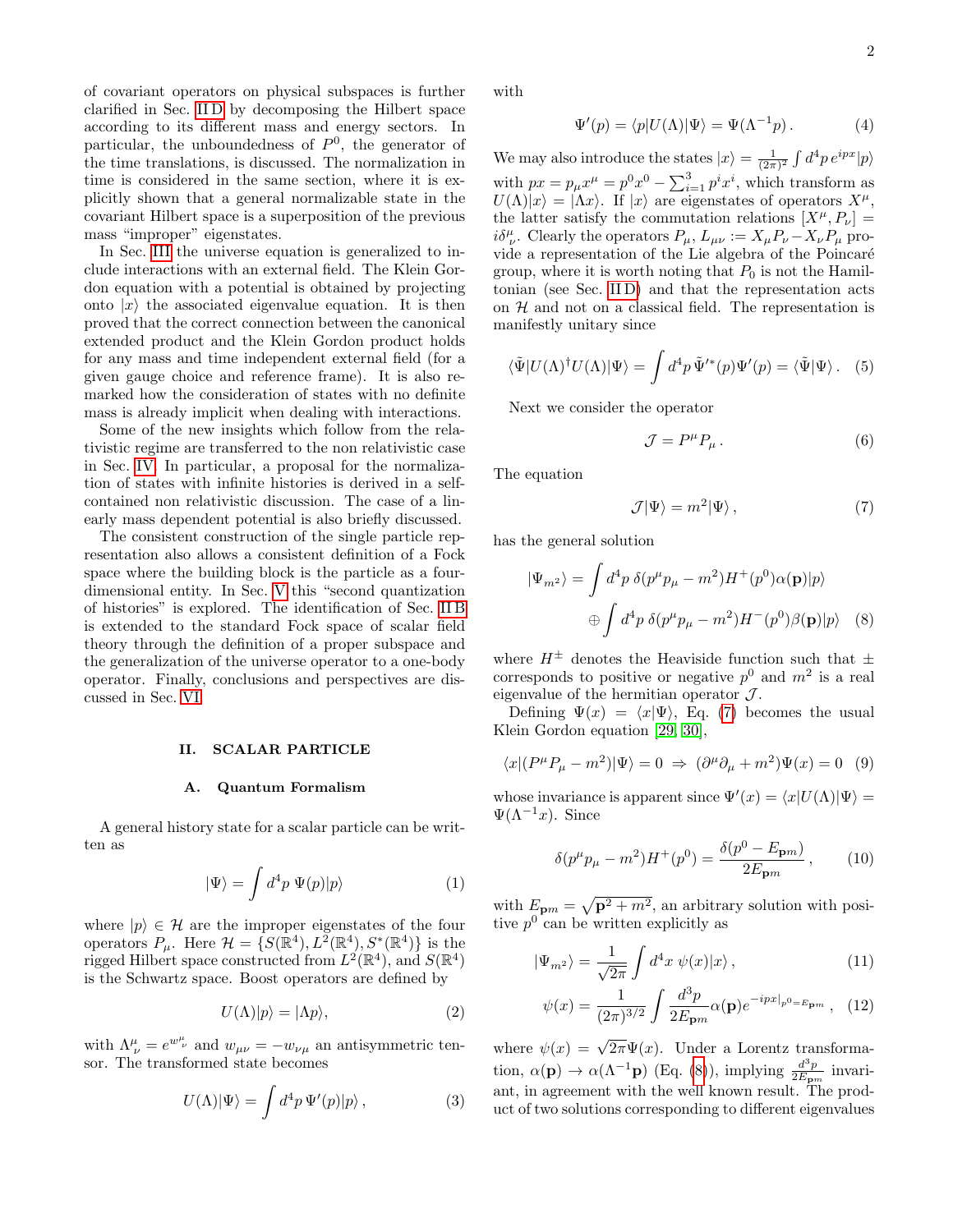of covariant operators on physical subspaces is further clarified in Sec. II D by decomposing the Hilbert space according to its different mass and energy sectors. In particular, the unboundedness of $P^0$, the generator of the time translations, is discussed. The normalization in time is considered in the same section, where it is explicitly shown that a general normalizable state in the covariant Hilbert space is a superposition of the previous mass "improper" eigenstates.

In Sec. III the universe equation is generalized to include interactions with an external field. The Klein Gordon equation with a potential is obtained by projecting onto $|x\rangle$ the associated eigenvalue equation. It is then proved that the correct connection between the canonical extended product and the Klein Gordon product holds for any mass and time independent external field (for a given gauge choice and reference frame). It is also remarked how the consideration of states with no definite mass is already implicit when dealing with interactions.

Some of the new insights which follow from the relativistic regime are transferred to the non relativistic case in Sec. IV. In particular, a proposal for the normalization of states with infinite histories is derived in a self-contained non relativistic discussion. The case of a linearly mass dependent potential is also briefly discussed.

The consistent construction of the single particle representation also allows a consistent definition of a Fock space where the building block is the particle as a four-dimensional entity. In Sec. V this "second quantization of histories" is explored. The identification of Sec. II B is extended to the standard Fock space of scalar field theory through the definition of a proper subspace and the generalization of the universe operator to a one-body operator. Finally, conclusions and perspectives are discussed in Sec. VI.

## II. SCALAR PARTICLE

### A. Quantum Formalism

A general history state for a scalar particle can be written as

$$|\Psi\rangle = \int d^4p\ \Psi(p)|p\rangle \tag{1}$$

where $|p\rangle \in \mathcal{H}$ are the improper eigenstates of the four operators $P_\mu$. Here $\mathcal{H} = \{S(\mathbb{R}^4), L^2(\mathbb{R}^4), S^*(\mathbb{R}^4)\}$ is the rigged Hilbert space constructed from $L^2(\mathbb{R}^4)$, and $S(\mathbb{R}^4)$ is the Schwartz space. Boost operators are defined by

$$U(\Lambda)|p\rangle = |\Lambda p\rangle, \tag{2}$$

with $\Lambda^\mu_{\ \nu} = e^{w^\mu_{\ \nu}}$ and $w_{\mu\nu} = -w_{\nu\mu}$ an antisymmetric tensor. The transformed state becomes

$$U(\Lambda)|\Psi\rangle = \int d^4p\ \Psi'(p)|p\rangle\,, \tag{3}$$

with

$$\Psi'(p) = \langle p|U(\Lambda)|\Psi\rangle = \Psi(\Lambda^{-1}p)\,. \tag{4}$$

We may also introduce the states $|x\rangle = \frac{1}{(2\pi)^2}\int d^4p\, e^{ipx}|p\rangle$ with $px = p_\mu x^\mu = p^0x^0 - \sum_{i=1}^3 p^i x^i$, which transform as $U(\Lambda)|x\rangle = |\Lambda x\rangle$. If $|x\rangle$ are eigenstates of operators $X^\mu$, the latter satisfy the commutation relations $[X^\mu, P_\nu] = i\delta^\mu_{\ \nu}$. Clearly the operators $P_\mu$, $L_{\mu\nu} := X_\mu P_\nu - X_\nu P_\mu$ provide a representation of the Lie algebra of the Poincaré group, where it is worth noting that $P_0$ is not the Hamiltonian (see Sec. II D) and that the representation acts on $\mathcal{H}$ and not on a classical field. The representation is manifestly unitary since

$$\langle\tilde{\Psi}|U(\Lambda)^\dagger U(\Lambda)|\Psi\rangle = \int d^4p\ \tilde{\Psi}'^*(p)\Psi'(p) = \langle\tilde{\Psi}|\Psi\rangle\,. \tag{5}$$

Next we consider the operator

$$\mathcal{J} = P^\mu P_\mu\,. \tag{6}$$

The equation

$$\mathcal{J}|\Psi\rangle = m^2|\Psi\rangle\,, \tag{7}$$

has the general solution

$$\begin{aligned}|\Psi_{m^2}\rangle = &\int d^4p\ \delta(p^\mu p_\mu - m^2)H^+(p^0)\alpha(\mathbf{p})|p\rangle \\ &\oplus \int d^4p\ \delta(p^\mu p_\mu - m^2)H^-(p^0)\beta(\mathbf{p})|p\rangle\end{aligned} \tag{8}$$

where $H^\pm$ denotes the Heaviside function such that $\pm$ corresponds to positive or negative $p^0$ and $m^2$ is a real eigenvalue of the hermitian operator $\mathcal{J}$.

Defining $\Psi(x) = \langle x|\Psi\rangle$, Eq. (7) becomes the usual Klein Gordon equation [29, 30],

$$\langle x|(P^\mu P_\mu - m^2)|\Psi\rangle = 0\ \Rightarrow\ (\partial^\mu\partial_\mu + m^2)\Psi(x) = 0 \tag{9}$$

whose invariance is apparent since $\Psi'(x) = \langle x|U(\Lambda)|\Psi\rangle = \Psi(\Lambda^{-1}x)$. Since

$$\delta(p^\mu p_\mu - m^2)H^+(p^0) = \frac{\delta(p^0 - E_{\mathbf{p}m})}{2E_{\mathbf{p}m}}\,, \tag{10}$$

with $E_{\mathbf{p}m} = \sqrt{\mathbf{p}^2 + m^2}$, an arbitrary solution with positive $p^0$ can be written explicitly as

$$|\Psi_{m^2}\rangle = \frac{1}{\sqrt{2\pi}}\int d^4x\ \psi(x)|x\rangle\,, \tag{11}$$

$$\psi(x) = \frac{1}{(2\pi)^{3/2}}\int \frac{d^3p}{2E_{\mathbf{p}m}}\alpha(\mathbf{p})e^{-ipx|_{p^0=E_{\mathbf{p}m}}}\,, \tag{12}$$

where $\psi(x) = \sqrt{2\pi}\Psi(x)$. Under a Lorentz transformation, $\alpha(\mathbf{p}) \to \alpha(\Lambda^{-1}\mathbf{p})$ (Eq. (8)), implying $\frac{d^3p}{2E_{\mathbf{p}m}}$ invariant, in agreement with the well known result. The product of two solutions corresponding to different eigenvalues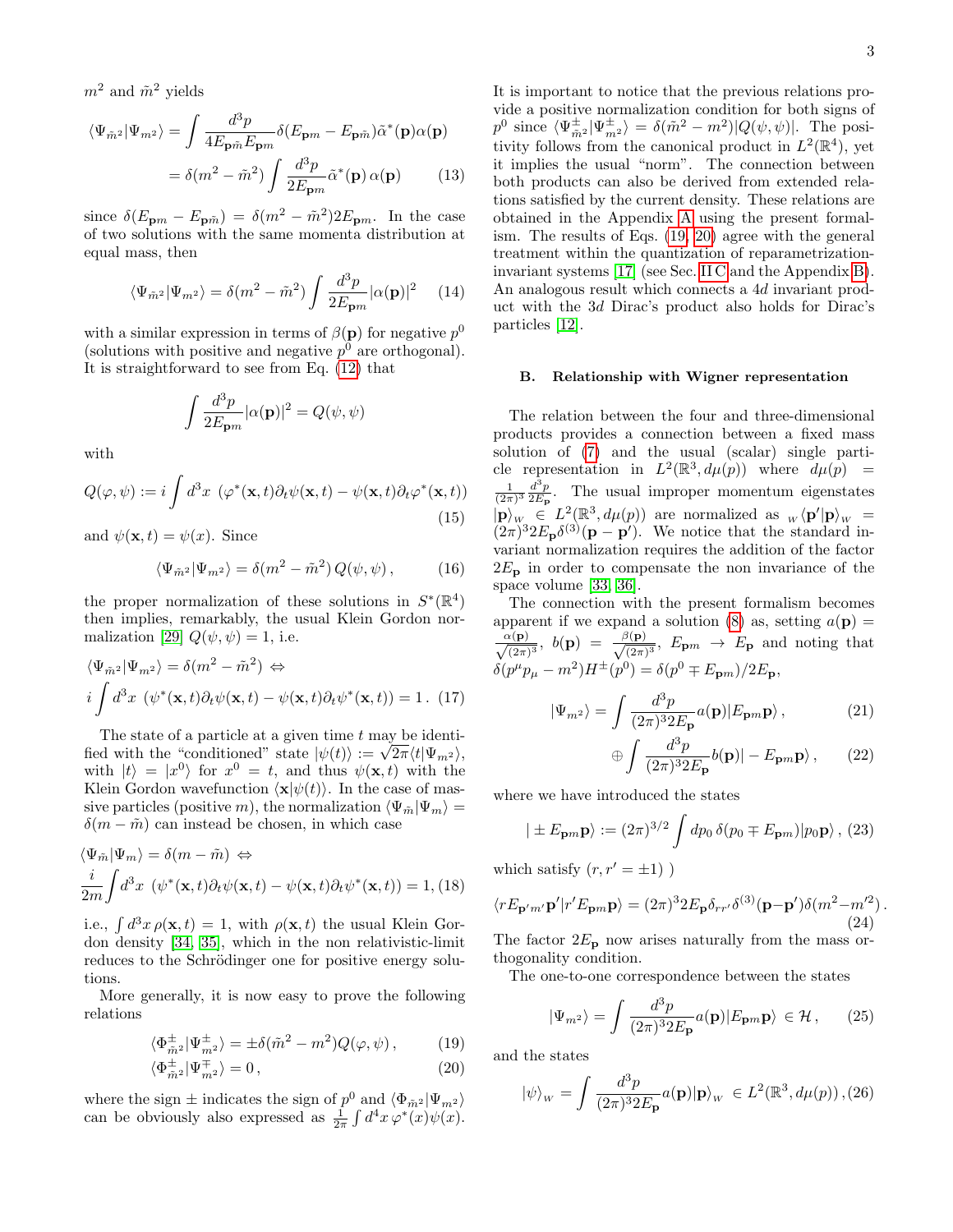$m^2$ and $\tilde{m}^2$ yields

$$\langle\Psi_{\tilde{m}^2}|\Psi_{m^2}\rangle = \int \frac{d^3p}{4E_{\mathbf{p}\tilde{m}}E_{\mathbf{p}m}}\delta(E_{\mathbf{p}m}-E_{\mathbf{p}\tilde{m}})\tilde{\alpha}^*(\mathbf{p})\alpha(\mathbf{p})$$
$$= \delta(m^2-\tilde{m}^2)\int \frac{d^3p}{2E_{\mathbf{p}m}}\tilde{\alpha}^*(\mathbf{p})\,\alpha(\mathbf{p}) \qquad (13)$$

since $\delta(E_{\mathbf{p}m}-E_{\mathbf{p}\tilde{m}}) = \delta(m^2-\tilde{m}^2)2E_{\mathbf{p}m}$. In the case of two solutions with the same momenta distribution at equal mass, then

$$\langle\Psi_{\tilde{m}^2}|\Psi_{m^2}\rangle = \delta(m^2-\tilde{m}^2)\int \frac{d^3p}{2E_{\mathbf{p}m}}|\alpha(\mathbf{p})|^2 \qquad (14)$$

with a similar expression in terms of $\beta(\mathbf{p})$ for negative $p^0$ (solutions with positive and negative $p^0$ are orthogonal). It is straightforward to see from Eq. (12) that

$$\int \frac{d^3p}{2E_{\mathbf{p}m}}|\alpha(\mathbf{p})|^2 = Q(\psi,\psi)$$

with

$$Q(\varphi,\psi) := i\int d^3x\ (\varphi^*(\mathbf{x},t)\partial_t\psi(\mathbf{x},t)-\psi(\mathbf{x},t)\partial_t\varphi^*(\mathbf{x},t)) \qquad (15)$$

and $\psi(\mathbf{x},t)=\psi(x)$. Since

$$\langle\Psi_{\tilde{m}^2}|\Psi_{m^2}\rangle = \delta(m^2-\tilde{m}^2)\,Q(\psi,\psi)\,, \qquad (16)$$

the proper normalization of these solutions in $S^*(\mathbb{R}^4)$ then implies, remarkably, the usual Klein Gordon normalization [29] $Q(\psi,\psi)=1$, i.e.

$$\langle\Psi_{\tilde{m}^2}|\Psi_{m^2}\rangle = \delta(m^2-\tilde{m}^2)\ \Leftrightarrow$$
$$i\int d^3x\ (\psi^*(\mathbf{x},t)\partial_t\psi(\mathbf{x},t)-\psi(\mathbf{x},t)\partial_t\psi^*(\mathbf{x},t)) = 1\,. \qquad (17)$$

The state of a particle at a given time $t$ may be identified with the "conditioned" state $|\psi(t)\rangle := \sqrt{2\pi}\langle t|\Psi_{m^2}\rangle$, with $|t\rangle = |x^0\rangle$ for $x^0=t$, and thus $\psi(\mathbf{x},t)$ with the Klein Gordon wavefunction $\langle\mathbf{x}|\psi(t)\rangle$. In the case of massive particles (positive $m$), the normalization $\langle\Psi_{\tilde{m}}|\Psi_m\rangle = \delta(m-\tilde{m})$ can instead be chosen, in which case

$$\langle\Psi_{\tilde{m}}|\Psi_m\rangle = \delta(m-\tilde{m})\ \Leftrightarrow$$
$$\frac{i}{2m}\int d^3x\ (\psi^*(\mathbf{x},t)\partial_t\psi(\mathbf{x},t)-\psi(\mathbf{x},t)\partial_t\psi^*(\mathbf{x},t)) = 1, \qquad (18)$$

i.e., $\int d^3x\,\rho(\mathbf{x},t)=1$, with $\rho(\mathbf{x},t)$ the usual Klein Gordon density [34, 35], which in the non relativistic-limit reduces to the Schrödinger one for positive energy solutions.

More generally, it is now easy to prove the following relations

$$\langle\Phi^\pm_{\tilde{m}^2}|\Psi^\pm_{m^2}\rangle = \pm\delta(\tilde{m}^2-m^2)Q(\varphi,\psi)\,, \qquad (19)$$
$$\langle\Phi^\pm_{\tilde{m}^2}|\Psi^\mp_{m^2}\rangle = 0\,, \qquad (20)$$

where the sign $\pm$ indicates the sign of $p^0$ and $\langle\Phi_{\tilde{m}^2}|\Psi_{m^2}\rangle$ can be obviously also expressed as $\frac{1}{2\pi}\int d^4x\,\varphi^*(x)\psi(x)$. It is important to notice that the previous relations provide a positive normalization condition for both signs of $p^0$ since $\langle\Psi^\pm_{\tilde{m}^2}|\Psi^\pm_{m^2}\rangle = \delta(\tilde{m}^2-m^2)|Q(\psi,\psi)|$. The positivity follows from the canonical product in $L^2(\mathbb{R}^4)$, yet it implies the usual "norm". The connection between both products can also be derived from extended relations satisfied by the current density. These relations are obtained in the Appendix A using the present formalism. The results of Eqs. (19, 20) agree with the general treatment within the quantization of reparametrization-invariant systems [17] (see Sec. II C and the Appendix B). An analogous result which connects a $4d$ invariant product with the $3d$ Dirac's product also holds for Dirac's particles [12].

### B. Relationship with Wigner representation

The relation between the four and three-dimensional products provides a connection between a fixed mass solution of (7) and the usual (scalar) single particle representation in $L^2(\mathbb{R}^3, d\mu(p))$ where $d\mu(p) = \frac{1}{(2\pi)^3}\frac{d^3p}{2E_{\mathbf{p}}}$. The usual improper momentum eigenstates $|\mathbf{p}\rangle_W \in L^2(\mathbb{R}^3, d\mu(p))$ are normalized as ${}_W\langle\mathbf{p}'|\mathbf{p}\rangle_W = (2\pi)^3 2E_{\mathbf{p}}\delta^{(3)}(\mathbf{p}-\mathbf{p}')$. We notice that the standard invariant normalization requires the addition of the factor $2E_{\mathbf{p}}$ in order to compensate the non invariance of the space volume [33, 36].

The connection with the present formalism becomes apparent if we expand a solution (8) as, setting $a(\mathbf{p}) = \frac{\alpha(\mathbf{p})}{\sqrt{(2\pi)^3}}$, $b(\mathbf{p}) = \frac{\beta(\mathbf{p})}{\sqrt{(2\pi)^3}}$, $E_{\mathbf{p}m}\to E_{\mathbf{p}}$ and noting that $\delta(p^\mu p_\mu - m^2)H^\pm(p^0) = \delta(p^0\mp E_{\mathbf{p}m})/2E_{\mathbf{p}}$,

$$|\Psi_{m^2}\rangle = \int \frac{d^3p}{(2\pi)^3 2E_{\mathbf{p}}}a(\mathbf{p})|E_{\mathbf{p}m}\mathbf{p}\rangle\,, \qquad (21)$$
$$\oplus\int \frac{d^3p}{(2\pi)^3 2E_{\mathbf{p}}}b(\mathbf{p})|-E_{\mathbf{p}m}\mathbf{p}\rangle\,, \qquad (22)$$

where we have introduced the states

$$|\pm E_{\mathbf{p}m}\mathbf{p}\rangle := (2\pi)^{3/2}\int dp_0\,\delta(p_0\mp E_{\mathbf{p}m})|p_0\mathbf{p}\rangle\,, \qquad (23)$$

which satisfy $(r, r' = \pm 1)$ )

$$\langle rE_{\mathbf{p}'m'}\mathbf{p}'|r'E_{\mathbf{p}m}\mathbf{p}\rangle = (2\pi)^3 2E_{\mathbf{p}}\delta_{rr'}\delta^{(3)}(\mathbf{p}-\mathbf{p}')\delta(m^2-m'^2)\,. \qquad (24)$$

The factor $2E_{\mathbf{p}}$ now arises naturally from the mass orthogonality condition.

The one-to-one correspondence between the states

$$|\Psi_{m^2}\rangle = \int \frac{d^3p}{(2\pi)^3 2E_{\mathbf{p}}}a(\mathbf{p})|E_{\mathbf{p}m}\mathbf{p}\rangle \in \mathcal{H}\,, \qquad (25)$$

and the states

$$|\psi\rangle_W = \int \frac{d^3p}{(2\pi)^3 2E_{\mathbf{p}}}a(\mathbf{p})|\mathbf{p}\rangle_W \in L^2(\mathbb{R}^3, d\mu(p))\,, \qquad (26)$$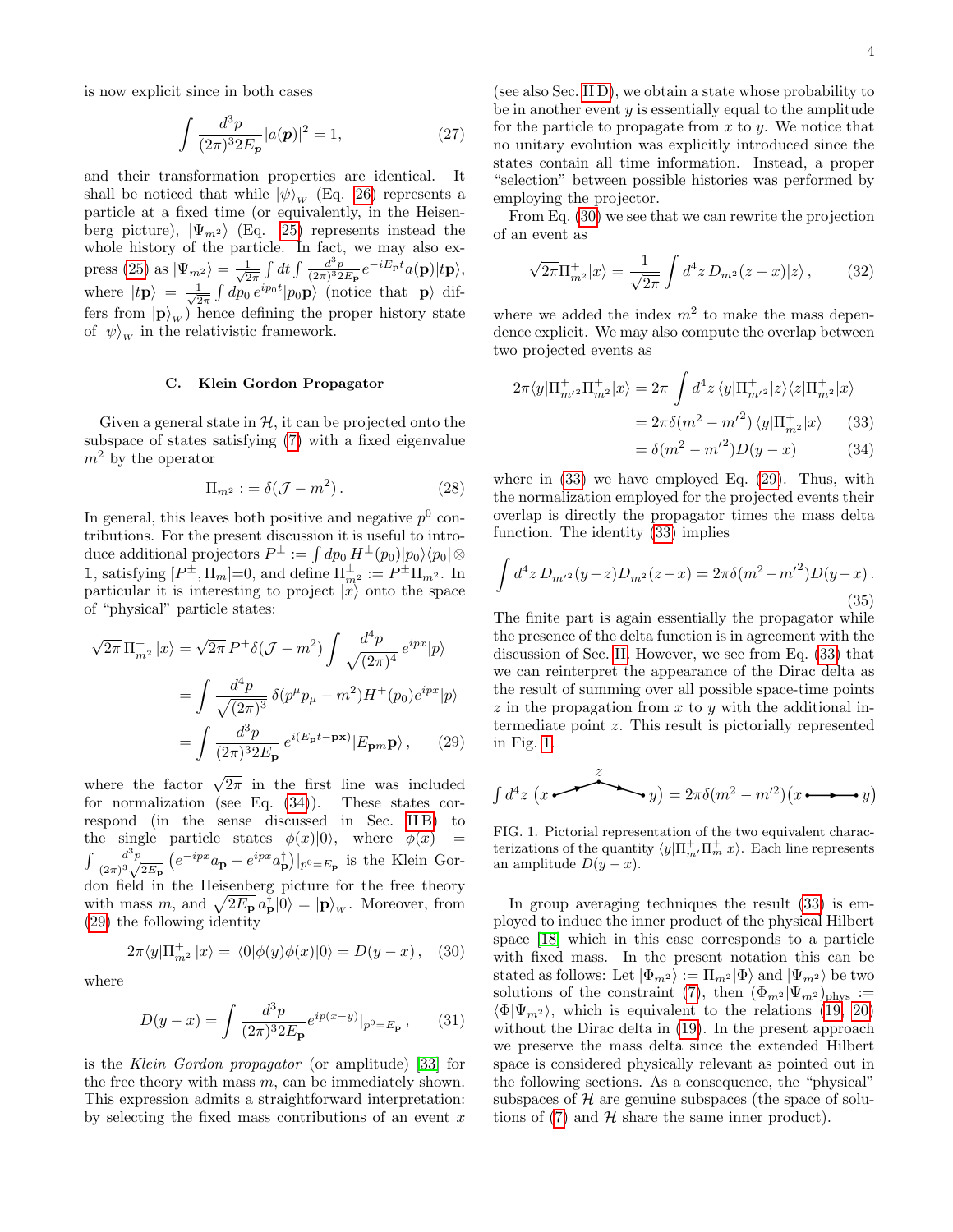is now explicit since in both cases

$$\int \frac{d^3p}{(2\pi)^3 2E_{\boldsymbol{p}}} |a(\boldsymbol{p})|^2 = 1, \tag{27}$$

and their transformation properties are identical. It shall be noticed that while $|\psi\rangle_W$ (Eq. 26) represents a particle at a fixed time (or equivalently, in the Heisenberg picture), $|\Psi_{m^2}\rangle$ (Eq. 25) represents instead the whole history of the particle. In fact, we may also express (25) as $|\Psi_{m^2}\rangle = \frac{1}{\sqrt{2\pi}} \int dt \int \frac{d^3p}{(2\pi)^3 2E_{\mathbf{p}}} e^{-iE_{\mathbf{p}}t} a(\mathbf{p})|t\mathbf{p}\rangle$, where $|t\mathbf{p}\rangle = \frac{1}{\sqrt{2\pi}} \int dp_0 \, e^{ip_0 t} |p_0 \mathbf{p}\rangle$ (notice that $|\mathbf{p}\rangle$ differs from $|\mathbf{p}\rangle_W$) hence defining the proper history state of $|\psi\rangle_W$ in the relativistic framework.

### C. Klein Gordon Propagator

Given a general state in $\mathcal{H}$, it can be projected onto the subspace of states satisfying (7) with a fixed eigenvalue $m^2$ by the operator

$$\Pi_{m^2} := \delta(\mathcal{J} - m^2). \tag{28}$$

In general, this leaves both positive and negative $p^0$ contributions. For the present discussion it is useful to introduce additional projectors $P^{\pm} := \int dp_0 \, H^{\pm}(p_0)|p_0\rangle\langle p_0| \otimes \mathbb{1}$, satisfying $[P^{\pm}, \Pi_m]$=0, and define $\Pi^{\pm}_{m^2} := P^{\pm}\Pi_{m^2}$. In particular it is interesting to project $|x\rangle$ onto the space of "physical" particle states:

$$\begin{aligned}
\sqrt{2\pi}\, \Pi^{+}_{m^2} |x\rangle &= \sqrt{2\pi}\, P^{+} \delta(\mathcal{J} - m^2) \int \frac{d^4p}{\sqrt{(2\pi)^4}} \, e^{ipx} |p\rangle \\
&= \int \frac{d^4p}{\sqrt{(2\pi)^3}} \, \delta(p^\mu p_\mu - m^2) H^{+}(p_0) e^{ipx} |p\rangle \\
&= \int \frac{d^3p}{(2\pi)^3 2E_{\mathbf{p}}} \, e^{i(E_{\mathbf{p}}t - \mathbf{p}\mathbf{x})} |E_{\mathbf{p}m}\mathbf{p}\rangle ,
\end{aligned} \tag{29}$$

where the factor $\sqrt{2\pi}$ in the first line was included for normalization (see Eq. (34)). These states correspond (in the sense discussed in Sec. II B) to the single particle states $\phi(x)|0\rangle$, where $\phi(x) = \int \frac{d^3p}{(2\pi)^3 \sqrt{2E_{\mathbf{p}}}} \left(e^{-ipx} a_{\mathbf{p}} + e^{ipx} a^\dagger_{\mathbf{p}}\right)|_{p^0 = E_{\mathbf{p}}}$ is the Klein Gordon field in the Heisenberg picture for the free theory with mass $m$, and $\sqrt{2E_{\mathbf{p}}}\, a^\dagger_{\mathbf{p}}|0\rangle = |\mathbf{p}\rangle_W$. Moreover, from (29) the following identity

$$2\pi \langle y|\Pi^{+}_{m^2}|x\rangle = \langle 0|\phi(y)\phi(x)|0\rangle = D(y - x), \tag{30}$$

where

$$D(y - x) = \int \frac{d^3p}{(2\pi)^3 2E_{\mathbf{p}}} e^{ip(x-y)}|_{p^0 = E_{\mathbf{p}}}, \tag{31}$$

is the *Klein Gordon propagator* (or amplitude) [33] for the free theory with mass $m$, can be immediately shown. This expression admits a straightforward interpretation: by selecting the fixed mass contributions of an event $x$ (see also Sec. II D), we obtain a state whose probability to be in another event $y$ is essentially equal to the amplitude for the particle to propagate from $x$ to $y$. We notice that no unitary evolution was explicitly introduced since the states contain all time information. Instead, a proper "selection" between possible histories was performed by employing the projector.

From Eq. (30) we see that we can rewrite the projection of an event as

$$\sqrt{2\pi}\Pi^{+}_{m^2}|x\rangle = \frac{1}{\sqrt{2\pi}} \int d^4z \, D_{m^2}(z - x)|z\rangle, \tag{32}$$

where we added the index $m^2$ to make the mass dependence explicit. We may also compute the overlap between two projected events as

$$\begin{aligned}
2\pi\langle y|\Pi^{+}_{m'^2}\Pi^{+}_{m^2}|x\rangle &= 2\pi \int d^4z \, \langle y|\Pi^{+}_{m'^2}|z\rangle\langle z|\Pi^{+}_{m^2}|x\rangle \\
&= 2\pi\delta(m^2 - m'^2)\, \langle y|\Pi^{+}_{m^2}|x\rangle \qquad (33)\\
&= \delta(m^2 - m'^2) D(y - x) \qquad (34)
\end{aligned}$$

where in (33) we have employed Eq. (29). Thus, with the normalization employed for the projected events their overlap is directly the propagator times the mass delta function. The identity (33) implies

$$\int d^4z \, D_{m'^2}(y-z)D_{m^2}(z-x) = 2\pi\delta(m^2 - m'^2)D(y-x). \tag{35}$$

The finite part is again essentially the propagator while the presence of the delta function is in agreement with the discussion of Sec. II. However, we see from Eq. (33) that we can reinterpret the appearance of the Dirac delta as the result of summing over all possible space-time points $z$ in the propagation from $x$ to $y$ with the additional intermediate point $z$. This result is pictorially represented in Fig. 1.

$$\int d^4z \left(x \bullet\!\!\longrightarrow\!\! \overset{z}{\wedge} \!\!\longrightarrow\!\!\bullet\, y\right) = 2\pi\delta(m^2 - m'^2)\left(x \bullet\!\!\longrightarrow\!\!\bullet\, y\right)$$

FIG. 1. Pictorial representation of the two equivalent characterizations of the quantity $\langle y|\Pi^{+}_{m'}\Pi^{+}_{m}|x\rangle$. Each line represents an amplitude $D(y - x)$.

In group averaging techniques the result (33) is employed to induce the inner product of the physical Hilbert space [18] which in this case corresponds to a particle with fixed mass. In the present notation this can be stated as follows: Let $|\Phi_{m^2}\rangle := \Pi_{m^2}|\Phi\rangle$ and $|\Psi_{m^2}\rangle$ be two solutions of the constraint (7), then $(\Phi_{m^2}|\Psi_{m^2})_{\text{phys}} := \langle\Phi|\Psi_{m^2}\rangle$, which is equivalent to the relations (19, 20) without the Dirac delta in (19). In the present approach we preserve the mass delta since the extended Hilbert space is considered physically relevant as pointed out in the following sections. As a consequence, the "physical" subspaces of $\mathcal{H}$ are genuine subspaces (the space of solutions of (7) and $\mathcal{H}$ share the same inner product).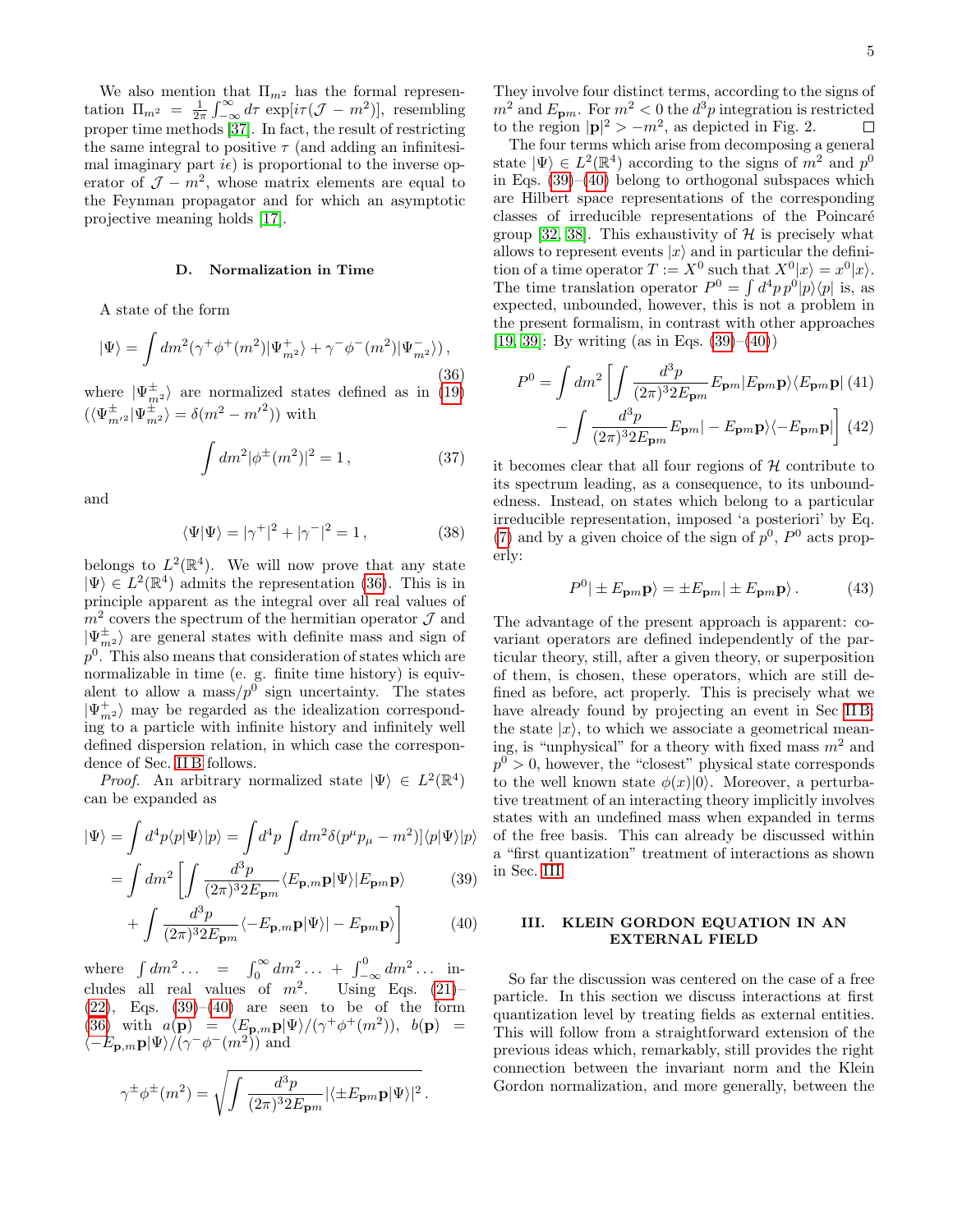We also mention that $\Pi_{m^2}$ has the formal representation $\Pi_{m^2} = \frac{1}{2\pi}\int_{-\infty}^{\infty} d\tau \exp[i\tau(\mathcal{J} - m^2)]$, resembling proper time methods [37]. In fact, the result of restricting the same integral to positive $\tau$ (and adding an infinitesimal imaginary part $i\epsilon$) is proportional to the inverse operator of $\mathcal{J} - m^2$, whose matrix elements are equal to the Feynman propagator and for which an asymptotic projective meaning holds [17].

### D. Normalization in Time

A state of the form

$$|\Psi\rangle = \int dm^2 (\gamma^+ \phi^+(m^2)|\Psi^+_{m^2}\rangle + \gamma^- \phi^-(m^2)|\Psi^-_{m^2}\rangle)\,, \tag{36}$$

where $|\Psi^\pm_{m^2}\rangle$ are normalized states defined as in (19) ($\langle \Psi^\pm_{m'^2}|\Psi^\pm_{m^2}\rangle = \delta(m^2 - m'^2)$) with

$$\int dm^2 |\phi^\pm(m^2)|^2 = 1\,, \tag{37}$$

and

$$\langle \Psi|\Psi\rangle = |\gamma^+|^2 + |\gamma^-|^2 = 1\,, \tag{38}$$

belongs to $L^2(\mathbb{R}^4)$. We will now prove that any state $|\Psi\rangle \in L^2(\mathbb{R}^4)$ admits the representation (36). This is in principle apparent as the integral over all real values of $m^2$ covers the spectrum of the hermitian operator $\mathcal{J}$ and $|\Psi^\pm_{m^2}\rangle$ are general states with definite mass and sign of $p^0$. This also means that consideration of states which are normalizable in time (e. g. finite time history) is equivalent to allow a mass/$p^0$ sign uncertainty. The states $|\Psi^+_{m^2}\rangle$ may be regarded as the idealization corresponding to a particle with infinite history and infinitely well defined dispersion relation, in which case the correspondence of Sec. II B follows.

*Proof.* An arbitrary normalized state $|\Psi\rangle \in L^2(\mathbb{R}^4)$ can be expanded as

$$|\Psi\rangle = \int d^4p \langle p|\Psi\rangle |p\rangle = \int d^4p \int dm^2 \delta(p^\mu p_\mu - m^2)]\langle p|\Psi\rangle|p\rangle$$

$$= \int dm^2 \left[ \int \frac{d^3p}{(2\pi)^3 2E_{\mathbf{p}m}} \langle E_{\mathbf{p},m}\mathbf{p}|\Psi\rangle |E_{\mathbf{p}m}\mathbf{p}\rangle \right. \tag{39}$$

$$\left. + \int \frac{d^3p}{(2\pi)^3 2E_{\mathbf{p}m}} \langle -E_{\mathbf{p},m}\mathbf{p}|\Psi\rangle| - E_{\mathbf{p}m}\mathbf{p}\rangle \right] \tag{40}$$

where $\int dm^2 \ldots = \int_0^\infty dm^2 \ldots + \int_{-\infty}^0 dm^2 \ldots$ includes all real values of $m^2$. Using Eqs. (21)–(22), Eqs. (39)–(40) are seen to be of the form (36) with $a(\mathbf{p}) = \langle E_{\mathbf{p},m}\mathbf{p}|\Psi\rangle/(\gamma^+\phi^+(m^2))$, $b(\mathbf{p}) = \langle -E_{\mathbf{p},m}\mathbf{p}|\Psi\rangle/(\gamma^-\phi^-(m^2))$ and

$$\gamma^\pm \phi^\pm(m^2) = \sqrt{\int \frac{d^3p}{(2\pi)^3 2E_{\mathbf{p}m}} |\langle \pm E_{\mathbf{p}m}\mathbf{p}|\Psi\rangle|^2}\,.$$

They involve four distinct terms, according to the signs of $m^2$ and $E_{\mathbf{p}m}$. For $m^2 < 0$ the $d^3p$ integration is restricted to the region $|\mathbf{p}|^2 > -m^2$, as depicted in Fig. 2. □

The four terms which arise from decomposing a general state $|\Psi\rangle \in L^2(\mathbb{R}^4)$ according to the signs of $m^2$ and $p^0$ in Eqs. (39)–(40) belong to orthogonal subspaces which are Hilbert space representations of the corresponding classes of irreducible representations of the Poincaré group [32, 38]. This exhaustivity of $\mathcal{H}$ is precisely what allows to represent events $|x\rangle$ and in particular the definition of a time operator $T := X^0$ such that $X^0|x\rangle = x^0|x\rangle$. The time translation operator $P^0 = \int d^4p\, p^0 |p\rangle\langle p|$ is, as expected, unbounded, however, this is not a problem in the present formalism, in contrast with other approaches [19, 39]: By writing (as in Eqs. (39)–(40))

$$P^0 = \int dm^2 \left[ \int \frac{d^3p}{(2\pi)^3 2E_{\mathbf{p}m}} E_{\mathbf{p}m} |E_{\mathbf{p}m}\mathbf{p}\rangle\langle E_{\mathbf{p}m}\mathbf{p}| \right. \tag{41}$$

$$\left. - \int \frac{d^3p}{(2\pi)^3 2E_{\mathbf{p}m}} E_{\mathbf{p}m}| - E_{\mathbf{p}m}\mathbf{p}\rangle\langle -E_{\mathbf{p}m}\mathbf{p}| \right] \tag{42}$$

it becomes clear that all four regions of $\mathcal{H}$ contribute to its spectrum leading, as a consequence, to its unboundedness. Instead, on states which belong to a particular irreducible representation, imposed 'a posteriori' by Eq. (7) and by a given choice of the sign of $p^0$, $P^0$ acts properly:

$$P^0| \pm E_{\mathbf{p}m}\mathbf{p}\rangle = \pm E_{\mathbf{p}m}| \pm E_{\mathbf{p}m}\mathbf{p}\rangle\,. \tag{43}$$

The advantage of the present approach is apparent: covariant operators are defined independently of the particular theory, still, after a given theory, or superposition of them, is chosen, these operators, which are still defined as before, act properly. This is precisely what we have already found by projecting an event in Sec II B: the state $|x\rangle$, to which we associate a geometrical meaning, is "unphysical" for a theory with fixed mass $m^2$ and $p^0 > 0$, however, the "closest" physical state corresponds to the well known state $\phi(x)|0\rangle$. Moreover, a perturbative treatment of an interacting theory implicitly involves states with an undefined mass when expanded in terms of the free basis. This can already be discussed within a "first quantization" treatment of interactions as shown in Sec. III.

## III. KLEIN GORDON EQUATION IN AN EXTERNAL FIELD

So far the discussion was centered on the case of a free particle. In this section we discuss interactions at first quantization level by treating fields as external entities. This will follow from a straightforward extension of the previous ideas which, remarkably, still provides the right connection between the invariant norm and the Klein Gordon normalization, and more generally, between the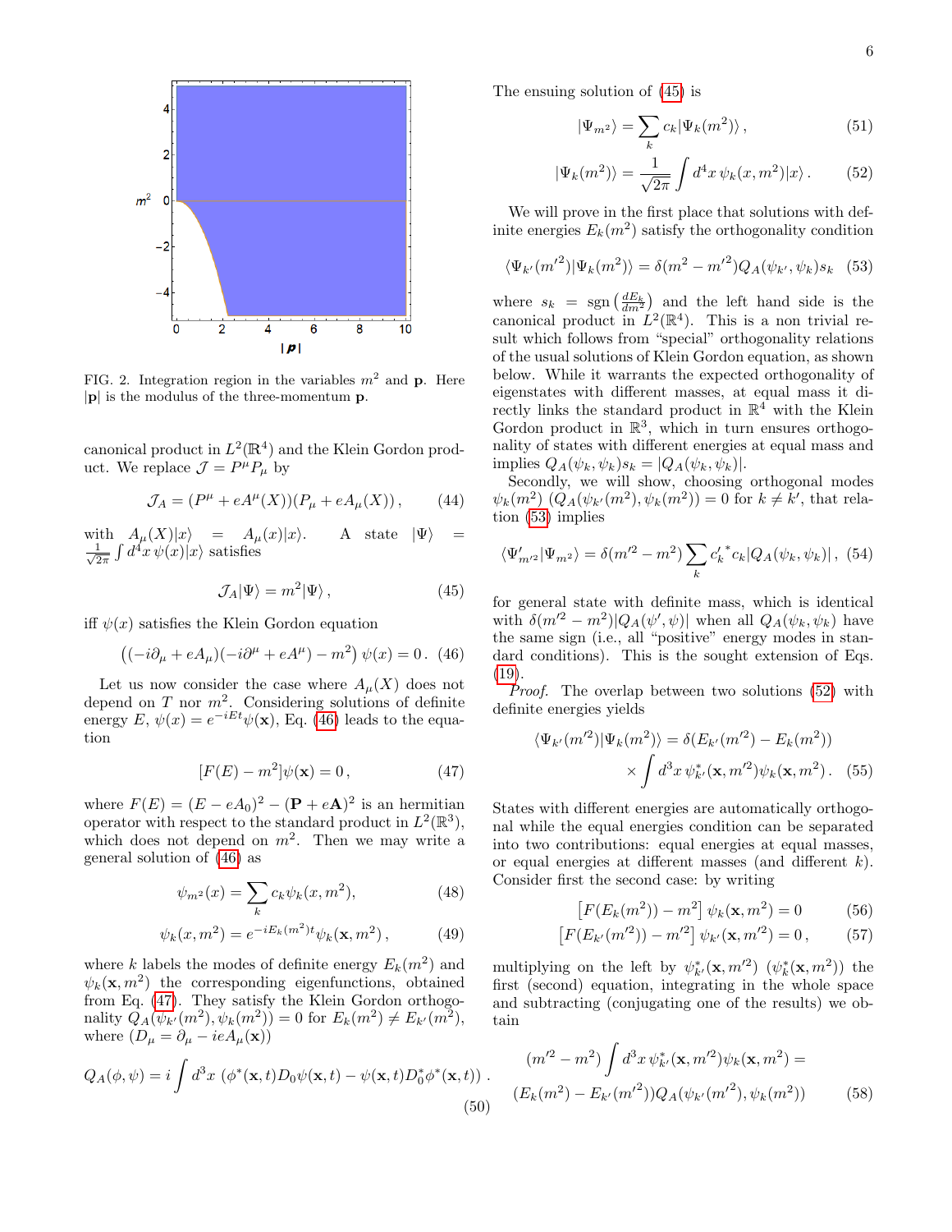FIG. 2. Integration region in the variables $m^2$ and $\mathbf{p}$. Here $|\mathbf{p}|$ is the modulus of the three-momentum $\mathbf{p}$.

canonical product in $L^2(\mathbb{R}^4)$ and the Klein Gordon product. We replace $\mathcal{J} = P^\mu P_\mu$ by

$$\mathcal{J}_A = (P^\mu + eA^\mu(X))(P_\mu + eA_\mu(X)), \tag{44}$$

with $A_\mu(X)|x\rangle = A_\mu(x)|x\rangle$. A state $|\Psi\rangle = \frac{1}{\sqrt{2\pi}}\int d^4x\, \psi(x)|x\rangle$ satisfies

$$\mathcal{J}_A|\Psi\rangle = m^2|\Psi\rangle, \tag{45}$$

iff $\psi(x)$ satisfies the Klein Gordon equation

$$\left((-i\partial_\mu + eA_\mu)(-i\partial^\mu + eA^\mu) - m^2\right)\psi(x) = 0. \tag{46}$$

Let us now consider the case where $A_\mu(X)$ does not depend on $T$ nor $m^2$. Considering solutions of definite energy $E$, $\psi(x) = e^{-iEt}\psi(\mathbf{x})$, Eq. (46) leads to the equation

$$[F(E) - m^2]\psi(\mathbf{x}) = 0, \tag{47}$$

where $F(E) = (E - eA_0)^2 - (\mathbf{P} + e\mathbf{A})^2$ is an hermitian operator with respect to the standard product in $L^2(\mathbb{R}^3)$, which does not depend on $m^2$. Then we may write a general solution of (46) as

$$\psi_{m^2}(x) = \sum_k c_k \psi_k(x, m^2), \tag{48}$$

$$\psi_k(x, m^2) = e^{-iE_k(m^2)t}\psi_k(\mathbf{x}, m^2), \tag{49}$$

where $k$ labels the modes of definite energy $E_k(m^2)$ and $\psi_k(\mathbf{x}, m^2)$ the corresponding eigenfunctions, obtained from Eq. (47). They satisfy the Klein Gordon orthogonality $Q_A(\psi_{k'}(m^2), \psi_k(m^2)) = 0$ for $E_k(m^2) \neq E_{k'}(m^2)$, where $(D_\mu = \partial_\mu - ieA_\mu(\mathbf{x}))$

$$Q_A(\phi, \psi) = i\int d^3x\, \left(\phi^*(\mathbf{x}, t)D_0\psi(\mathbf{x}, t) - \psi(\mathbf{x}, t)D_0^*\phi^*(\mathbf{x}, t)\right). \tag{50}$$

The ensuing solution of (45) is

$$|\Psi_{m^2}\rangle = \sum_k c_k|\Psi_k(m^2)\rangle, \tag{51}$$

$$|\Psi_k(m^2)\rangle = \frac{1}{\sqrt{2\pi}}\int d^4x\, \psi_k(x, m^2)|x\rangle. \tag{52}$$

We will prove in the first place that solutions with definite energies $E_k(m^2)$ satisfy the orthogonality condition

$$\langle\Psi_{k'}(m'^2)|\Psi_k(m^2)\rangle = \delta(m^2 - m'^2)Q_A(\psi_{k'}, \psi_k)s_k \tag{53}$$

where $s_k = \mathrm{sgn}\left(\frac{dE_k}{dm^2}\right)$ and the left hand side is the canonical product in $L^2(\mathbb{R}^4)$. This is a non trivial result which follows from "special" orthogonality relations of the usual solutions of Klein Gordon equation, as shown below. While it warrants the expected orthogonality of eigenstates with different masses, at equal mass it directly links the standard product in $\mathbb{R}^4$ with the Klein Gordon product in $\mathbb{R}^3$, which in turn ensures orthogonality of states with different energies at equal mass and implies $Q_A(\psi_k, \psi_k)s_k = |Q_A(\psi_k, \psi_k)|$.

Secondly, we will show, choosing orthogonal modes $\psi_k(m^2)$ ($Q_A(\psi_{k'}(m^2), \psi_k(m^2)) = 0$ for $k \neq k'$, that relation (53) implies

$$\langle\Psi'_{m'^2}|\Psi_{m^2}\rangle = \delta(m'^2 - m^2)\sum_k c'^*_k c_k|Q_A(\psi_k, \psi_k)|, \tag{54}$$

for general state with definite mass, which is identical with $\delta(m'^2 - m^2)|Q_A(\psi', \psi)|$ when all $Q_A(\psi_k, \psi_k)$ have the same sign (i.e., all "positive" energy modes in standard conditions). This is the sought extension of Eqs. (19).

*Proof.* The overlap between two solutions (52) with definite energies yields

$$\langle\Psi_{k'}(m'^2)|\Psi_k(m^2)\rangle = \delta(E_{k'}(m'^2) - E_k(m^2)) \times \int d^3x\, \psi^*_{k'}(\mathbf{x}, m'^2)\psi_k(\mathbf{x}, m^2). \tag{55}$$

States with different energies are automatically orthogonal while the equal energies condition can be separated into two contributions: equal energies at equal masses, or equal energies at different masses (and different $k$). Consider first the second case: by writing

$$\left[F(E_k(m^2)) - m^2\right]\psi_k(\mathbf{x}, m^2) = 0 \tag{56}$$

$$\left[F(E_{k'}(m'^2)) - m'^2\right]\psi_{k'}(\mathbf{x}, m'^2) = 0, \tag{57}$$

multiplying on the left by $\psi^*_{k'}(\mathbf{x}, m'^2)$ ($\psi^*_k(\mathbf{x}, m^2)$) the first (second) equation, integrating in the whole space and subtracting (conjugating one of the results) we obtain

$$(m'^2 - m^2)\int d^3x\, \psi^*_{k'}(\mathbf{x}, m'^2)\psi_k(\mathbf{x}, m^2) = (E_k(m^2) - E_{k'}(m'^2))Q_A(\psi_{k'}(m'^2), \psi_k(m^2)) \tag{58}$$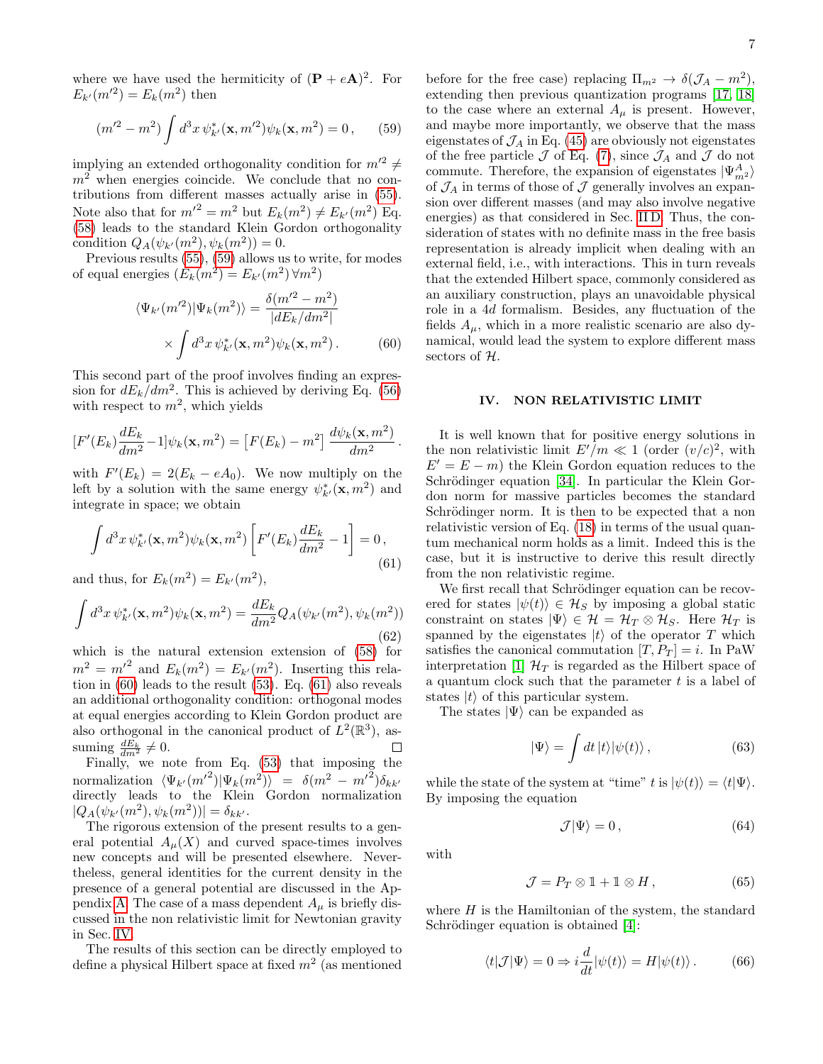where we have used the hermiticity of $(\mathbf{P}+e\mathbf{A})^2$. For $E_{k'}(m'^2)=E_k(m^2)$ then

$$(m'^2-m^2)\int d^3x\,\psi^*_{k'}(\mathbf{x},m'^2)\psi_k(\mathbf{x},m^2)=0\,, \qquad (59)$$

implying an extended orthogonality condition for $m'^2\neq m^2$ when energies coincide. We conclude that no contributions from different masses actually arise in (55). Note also that for ${m'}^2=m^2$ but $E_k(m^2)\neq E_{k'}(m^2)$ Eq. (58) leads to the standard Klein Gordon orthogonality condition $Q_A(\psi_{k'}(m^2),\psi_k(m^2))=0$.

Previous results (55), (59) allows us to write, for modes of equal energies ($E_k(m^2)=E_{k'}(m^2)\,\forall m^2$)

$$\langle\Psi_{k'}(m'^2)|\Psi_k(m^2)\rangle=\frac{\delta(m'^2-m^2)}{|dE_k/dm^2|}\times\int d^3x\,\psi^*_{k'}(\mathbf{x},m^2)\psi_k(\mathbf{x},m^2)\,. \qquad (60)$$

This second part of the proof involves finding an expression for $dE_k/dm^2$. This is achieved by deriving Eq. (56) with respect to $m^2$, which yields

$$[F'(E_k)\frac{dE_k}{dm^2}-1]\psi_k(\mathbf{x},m^2)=\left[F(E_k)-m^2\right]\frac{d\psi_k(\mathbf{x},m^2)}{dm^2}\,.$$

with $F'(E_k)=2(E_k-eA_0)$. We now multiply on the left by a solution with the same energy $\psi^*_{k'}(\mathbf{x},m^2)$ and integrate in space; we obtain

$$\int d^3x\,\psi^*_{k'}(\mathbf{x},m^2)\psi_k(\mathbf{x},m^2)\left[F'(E_k)\frac{dE_k}{dm^2}-1\right]=0\,, \qquad (61)$$

and thus, for $E_k(m^2)=E_{k'}(m^2)$,

$$\int d^3x\,\psi^*_{k'}(\mathbf{x},m^2)\psi_k(\mathbf{x},m^2)=\frac{dE_k}{dm^2}Q_A(\psi_{k'}(m^2),\psi_k(m^2)) \qquad (62)$$

which is the natural extension extension of (58) for $m^2={m'}^2$ and $E_k(m^2)=E_{k'}(m^2)$. Inserting this relation in (60) leads to the result (53). Eq. (61) also reveals an additional orthogonality condition: orthogonal modes at equal energies according to Klein Gordon product are also orthogonal in the canonical product of $L^2(\mathbb{R}^3)$, assuming $\frac{dE_k}{dm^2}\neq 0$. □

Finally, we note from Eq. (53) that imposing the normalization $\langle\Psi_{k'}({m'}^2)|\Psi_k(m^2)\rangle=\delta(m^2-{m'}^2)\delta_{kk'}$ directly leads to the Klein Gordon normalization $|Q_A(\psi_{k'}(m^2),\psi_k(m^2))|=\delta_{kk'}$.

The rigorous extension of the present results to a general potential $A_\mu(X)$ and curved space-times involves new concepts and will be presented elsewhere. Nevertheless, general identities for the current density in the presence of a general potential are discussed in the Appendix A. The case of a mass dependent $A_\mu$ is briefly discussed in the non relativistic limit for Newtonian gravity in Sec. IV.

The results of this section can be directly employed to define a physical Hilbert space at fixed $m^2$ (as mentioned before for the free case) replacing $\Pi_{m^2}\to\delta(\mathcal{J}_A-m^2)$, extending then previous quantization programs [17, 18] to the case where an external $A_\mu$ is present. However, and maybe more importantly, we observe that the mass eigenstates of $\mathcal{J}_A$ in Eq. (45) are obviously not eigenstates of the free particle $\mathcal{J}$ of Eq. (7), since $\mathcal{J}_A$ and $\mathcal{J}$ do not commute. Therefore, the expansion of eigenstates $|\Psi^A_{m^2}\rangle$ of $\mathcal{J}_A$ in terms of those of $\mathcal{J}$ generally involves an expansion over different masses (and may also involve negative energies) as that considered in Sec. II D. Thus, the consideration of states with no definite mass in the free basis representation is already implicit when dealing with an external field, i.e., with interactions. This in turn reveals that the extended Hilbert space, commonly considered as an auxiliary construction, plays an unavoidable physical role in a $4d$ formalism. Besides, any fluctuation of the fields $A_\mu$, which in a more realistic scenario are also dynamical, would lead the system to explore different mass sectors of $\mathcal{H}$.

## IV. NON RELATIVISTIC LIMIT

It is well known that for positive energy solutions in the non relativistic limit $E'/m\ll 1$ (order $(v/c)^2$, with $E'=E-m$) the Klein Gordon equation reduces to the Schrödinger equation [34]. In particular the Klein Gordon norm for massive particles becomes the standard Schrödinger norm. It is then to be expected that a non relativistic version of Eq. (18) in terms of the usual quantum mechanical norm holds as a limit. Indeed this is the case, but it is instructive to derive this result directly from the non relativistic regime.

We first recall that Schrödinger equation can be recovered for states $|\psi(t)\rangle\in\mathcal{H}_S$ by imposing a global static constraint on states $|\Psi\rangle\in\mathcal{H}=\mathcal{H}_T\otimes\mathcal{H}_S$. Here $\mathcal{H}_T$ is spanned by the eigenstates $|t\rangle$ of the operator $T$ which satisfies the canonical commutation $[T,P_T]=i$. In PaW interpretation [1] $\mathcal{H}_T$ is regarded as the Hilbert space of a quantum clock such that the parameter $t$ is a label of states $|t\rangle$ of this particular system.

The states $|\Psi\rangle$ can be expanded as

$$|\Psi\rangle=\int dt\,|t\rangle|\psi(t)\rangle\,, \qquad (63)$$

while the state of the system at "time" $t$ is $|\psi(t)\rangle=\langle t|\Psi\rangle$. By imposing the equation

$$\mathcal{J}|\Psi\rangle=0\,, \qquad (64)$$

with

$$\mathcal{J}=P_T\otimes\mathbb{1}+\mathbb{1}\otimes H\,, \qquad (65)$$

where $H$ is the Hamiltonian of the system, the standard Schrödinger equation is obtained [4]:

$$\langle t|\mathcal{J}|\Psi\rangle=0\Rightarrow i\frac{d}{dt}|\psi(t)\rangle=H|\psi(t)\rangle\,. \qquad (66)$$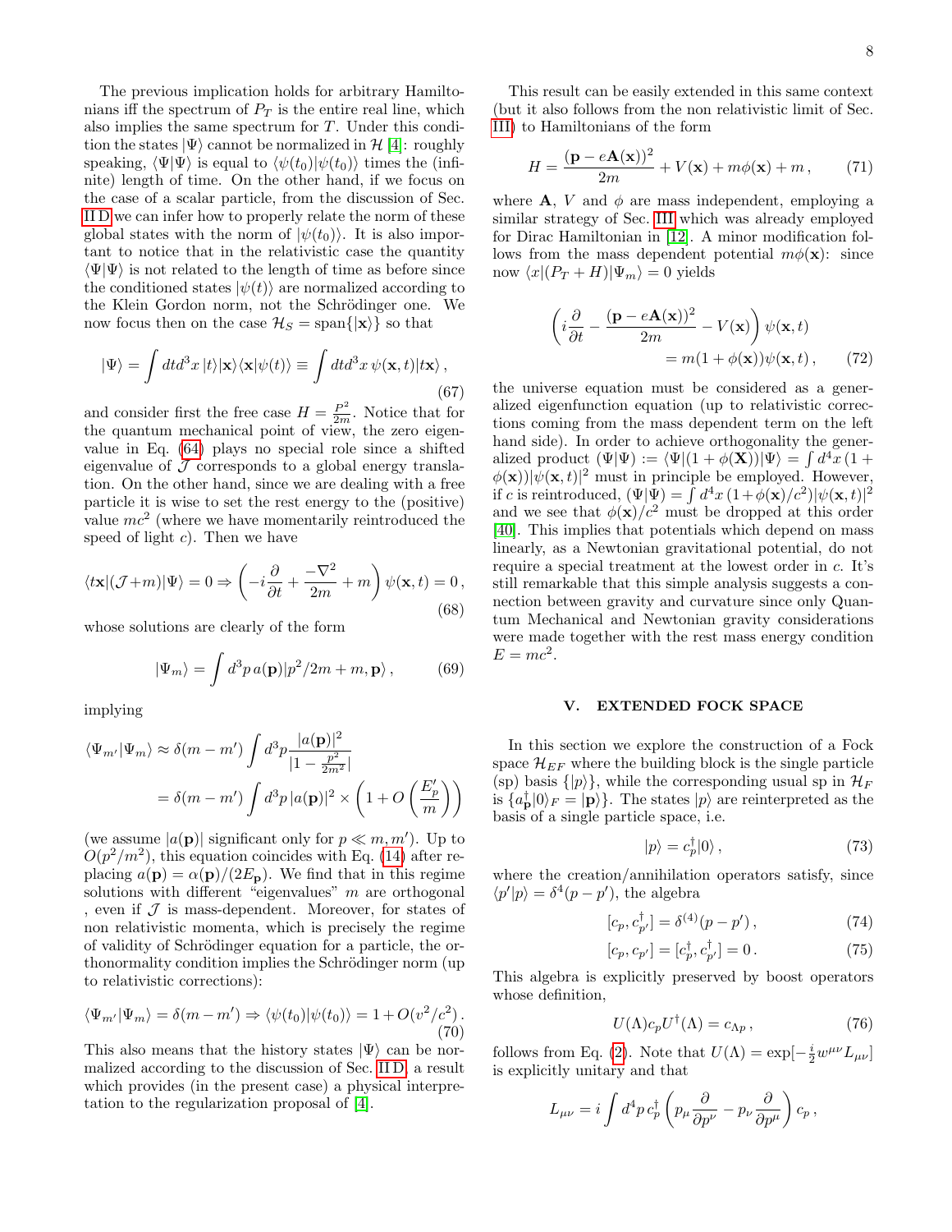The previous implication holds for arbitrary Hamiltonians iff the spectrum of $P_T$ is the entire real line, which also implies the same spectrum for $T$. Under this condition the states $|\Psi\rangle$ cannot be normalized in $\mathcal{H}$ [4]: roughly speaking, $\langle\Psi|\Psi\rangle$ is equal to $\langle\psi(t_0)|\psi(t_0)\rangle$ times the (infinite) length of time. On the other hand, if we focus on the case of a scalar particle, from the discussion of Sec. II D we can infer how to properly relate the norm of these global states with the norm of $|\psi(t_0)\rangle$. It is also important to notice that in the relativistic case the quantity $\langle\Psi|\Psi\rangle$ is not related to the length of time as before since the conditioned states $|\psi(t)\rangle$ are normalized according to the Klein Gordon norm, not the Schrödinger one. We now focus then on the case $\mathcal{H}_S = \text{span}\{|\mathbf{x}\rangle\}$ so that

$$|\Psi\rangle = \int dt d^3x\, |t\rangle|\mathbf{x}\rangle\langle\mathbf{x}|\psi(t)\rangle \equiv \int dt d^3x\, \psi(\mathbf{x},t)|t\mathbf{x}\rangle\,, \tag{67}$$

and consider first the free case $H = \frac{P^2}{2m}$. Notice that for the quantum mechanical point of view, the zero eigenvalue in Eq. (64) plays no special role since a shifted eigenvalue of $\mathcal{J}$ corresponds to a global energy translation. On the other hand, since we are dealing with a free particle it is wise to set the rest energy to the (positive) value $mc^2$ (where we have momentarily reintroduced the speed of light $c$). Then we have

$$\langle t\mathbf{x}|(\mathcal{J}+m)|\Psi\rangle = 0 \Rightarrow \left(-i\frac{\partial}{\partial t} + \frac{-\nabla^2}{2m} + m\right)\psi(\mathbf{x},t) = 0\,, \tag{68}$$

whose solutions are clearly of the form

$$|\Psi_m\rangle = \int d^3p\, a(\mathbf{p})|p^2/2m + m, \mathbf{p}\rangle\,, \tag{69}$$

implying

$$\begin{aligned}\langle\Psi_{m'}|\Psi_m\rangle &\approx \delta(m-m')\int d^3p \frac{|a(\mathbf{p})|^2}{|1-\frac{p^2}{2m^2}|} \\ &= \delta(m-m')\int d^3p\, |a(\mathbf{p})|^2 \times \left(1 + O\left(\frac{E'_p}{m}\right)\right)\end{aligned}$$

(we assume $|a(\mathbf{p})|$ significant only for $p \ll m, m'$). Up to $O(p^2/m^2)$, this equation coincides with Eq. (14) after replacing $a(\mathbf{p}) = \alpha(\mathbf{p})/(2E_{\mathbf{p}})$. We find that in this regime solutions with different "eigenvalues" $m$ are orthogonal , even if $\mathcal{J}$ is mass-dependent. Moreover, for states of non relativistic momenta, which is precisely the regime of validity of Schrödinger equation for a particle, the orthonormality condition implies the Schrödinger norm (up to relativistic corrections):

$$\langle\Psi_{m'}|\Psi_m\rangle = \delta(m-m') \Rightarrow \langle\psi(t_0)|\psi(t_0)\rangle = 1 + O(v^2/c^2)\,. \tag{70}$$

This also means that the history states $|\Psi\rangle$ can be normalized according to the discussion of Sec. II D, a result which provides (in the present case) a physical interpretation to the regularization proposal of [4].

This result can be easily extended in this same context (but it also follows from the non relativistic limit of Sec. III) to Hamiltonians of the form

$$H = \frac{(\mathbf{p} - e\mathbf{A}(\mathbf{x}))^2}{2m} + V(\mathbf{x}) + m\phi(\mathbf{x}) + m\,, \tag{71}$$

where $\mathbf{A}$, $V$ and $\phi$ are mass independent, employing a similar strategy of Sec. III which was already employed for Dirac Hamiltonian in [12]. A minor modification follows from the mass dependent potential $m\phi(\mathbf{x})$: since now $\langle x|(P_T + H)|\Psi_m\rangle = 0$ yields

$$\begin{aligned}\left(i\frac{\partial}{\partial t} - \frac{(\mathbf{p} - e\mathbf{A}(\mathbf{x}))^2}{2m} - V(\mathbf{x})\right)\psi(\mathbf{x},t) \\ = m(1+\phi(\mathbf{x}))\psi(\mathbf{x},t)\,,\end{aligned} \tag{72}$$

the universe equation must be considered as a generalized eigenfunction equation (up to relativistic corrections coming from the mass dependent term on the left hand side). In order to achieve orthogonality the generalized product $(\Psi|\Psi) := \langle\Psi|(1+\phi(\mathbf{X}))|\Psi\rangle = \int d^4x\,(1+\phi(\mathbf{x}))|\psi(\mathbf{x},t)|^2$ must in principle be employed. However, if $c$ is reintroduced, $(\Psi|\Psi) = \int d^4x\,(1+\phi(\mathbf{x})/c^2)|\psi(\mathbf{x},t)|^2$ and we see that $\phi(\mathbf{x})/c^2$ must be dropped at this order [40]. This implies that potentials which depend on mass linearly, as a Newtonian gravitational potential, do not require a special treatment at the lowest order in $c$. It's still remarkable that this simple analysis suggests a connection between gravity and curvature since only Quantum Mechanical and Newtonian gravity considerations were made together with the rest mass energy condition $E = mc^2$.

## V. EXTENDED FOCK SPACE

In this section we explore the construction of a Fock space $\mathcal{H}_{EF}$ where the building block is the single particle (sp) basis $\{|p\rangle\}$, while the corresponding usual sp in $\mathcal{H}_F$ is $\{a^\dagger_{\mathbf{p}}|0\rangle_F = |\mathbf{p}\rangle\}$. The states $|p\rangle$ are reinterpreted as the basis of a single particle space, i.e.

$$|p\rangle = c^\dagger_p|0\rangle\,, \tag{73}$$

where the creation/annihilation operators satisfy, since $\langle p'|p\rangle = \delta^4(p-p')$, the algebra

$$[c_p, c^\dagger_{p'}] = \delta^{(4)}(p-p')\,, \tag{74}$$

$$[c_p, c_{p'}] = [c^\dagger_p, c^\dagger_{p'}] = 0\,. \tag{75}$$

This algebra is explicitly preserved by boost operators whose definition,

$$U(\Lambda)c_pU^\dagger(\Lambda) = c_{\Lambda p}\,, \tag{76}$$

follows from Eq. (2). Note that $U(\Lambda) = \exp[-\frac{i}{2}w^{\mu\nu}L_{\mu\nu}]$ is explicitly unitary and that

$$L_{\mu\nu} = i\int d^4p\, c^\dagger_p\left(p_\mu\frac{\partial}{\partial p^\nu} - p_\nu\frac{\partial}{\partial p^\mu}\right)c_p\,,$$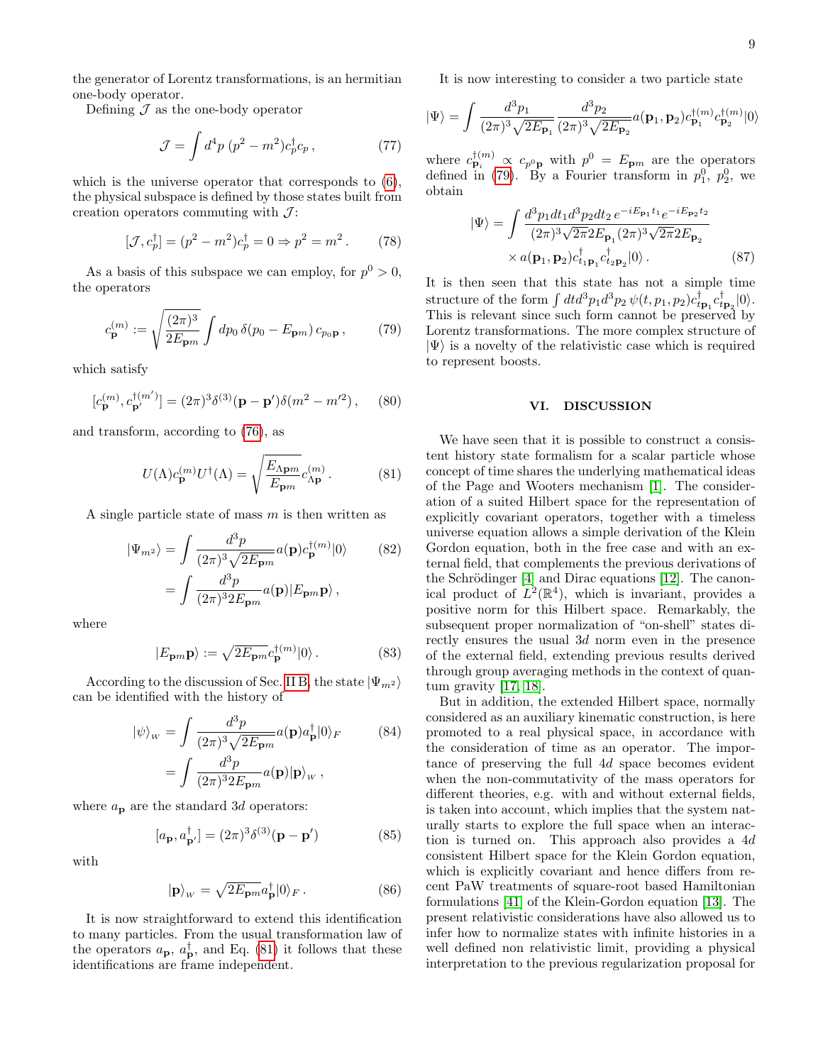the generator of Lorentz transformations, is an hermitian one-body operator.

Defining $\mathcal{J}$ as the one-body operator

$$\mathcal{J} = \int d^4p\,(p^2 - m^2) c_p^\dagger c_p\,, \tag{77}$$

which is the universe operator that corresponds to (6), the physical subspace is defined by those states built from creation operators commuting with $\mathcal{J}$:

$$[\mathcal{J}, c_p^\dagger] = (p^2 - m^2) c_p^\dagger = 0 \Rightarrow p^2 = m^2\,. \tag{78}$$

As a basis of this subspace we can employ, for $p^0 > 0$, the operators

$$c_{\mathbf{p}}^{(m)} := \sqrt{\frac{(2\pi)^3}{2E_{\mathbf{p}m}}} \int dp_0\, \delta(p_0 - E_{\mathbf{p}m})\, c_{p_0\mathbf{p}}\,, \tag{79}$$

which satisfy

$$[c_{\mathbf{p}}^{(m)}, c_{\mathbf{p}'}^{\dagger(m')}] = (2\pi)^3 \delta^{(3)}(\mathbf{p} - \mathbf{p}')\delta(m^2 - m'^2)\,, \tag{80}$$

and transform, according to (76), as

$$U(\Lambda) c_{\mathbf{p}}^{(m)} U^\dagger(\Lambda) = \sqrt{\frac{E_{\Lambda\mathbf{p}m}}{E_{\mathbf{p}m}}}\, c_{\Lambda\mathbf{p}}^{(m)}\,. \tag{81}$$

A single particle state of mass $m$ is then written as

$$\begin{aligned}|\Psi_{m^2}\rangle &= \int \frac{d^3p}{(2\pi)^3\sqrt{2E_{\mathbf{p}m}}} a(\mathbf{p}) c_{\mathbf{p}}^{\dagger(m)}|0\rangle \\ &= \int \frac{d^3p}{(2\pi)^3 2E_{\mathbf{p}m}} a(\mathbf{p}) |E_{\mathbf{p}m}\mathbf{p}\rangle\,,\end{aligned} \tag{82}$$

where

$$|E_{\mathbf{p}m}\mathbf{p}\rangle := \sqrt{2E_{\mathbf{p}m}}\, c_{\mathbf{p}}^{\dagger(m)}|0\rangle\,. \tag{83}$$

According to the discussion of Sec. II B, the state $|\Psi_{m^2}\rangle$ can be identified with the history of

$$\begin{aligned}|\psi\rangle_W &= \int \frac{d^3p}{(2\pi)^3\sqrt{2E_{\mathbf{p}m}}} a(\mathbf{p}) a_{\mathbf{p}}^\dagger |0\rangle_F \\ &= \int \frac{d^3p}{(2\pi)^3 2E_{\mathbf{p}m}} a(\mathbf{p}) |\mathbf{p}\rangle_W\,,\end{aligned} \tag{84}$$

where $a_{\mathbf{p}}$ are the standard $3d$ operators:

$$[a_{\mathbf{p}}, a_{\mathbf{p}'}^\dagger] = (2\pi)^3 \delta^{(3)}(\mathbf{p} - \mathbf{p}') \tag{85}$$

with

$$|\mathbf{p}\rangle_W = \sqrt{2E_{\mathbf{p}m}}\, a_{\mathbf{p}}^\dagger |0\rangle_F\,. \tag{86}$$

It is now straightforward to extend this identification to many particles. From the usual transformation law of the operators $a_{\mathbf{p}}$, $a_{\mathbf{p}}^\dagger$, and Eq. (81) it follows that these identifications are frame independent.

It is now interesting to consider a two particle state

$$|\Psi\rangle = \int \frac{d^3p_1}{(2\pi)^3\sqrt{2E_{\mathbf{p}_1}}} \frac{d^3p_2}{(2\pi)^3\sqrt{2E_{\mathbf{p}_2}}} a(\mathbf{p}_1, \mathbf{p}_2) c_{\mathbf{p}_1}^{\dagger(m)} c_{\mathbf{p}_2}^{\dagger(m)}|0\rangle$$

where $c_{\mathbf{p}_i}^{\dagger(m)} \propto c_{p^0\mathbf{p}}$ with $p^0 = E_{\mathbf{p}m}$ are the operators defined in (79). By a Fourier transform in $p_1^0$, $p_2^0$, we obtain

$$\begin{aligned}|\Psi\rangle = \int &\frac{d^3p_1 dt_1 d^3p_2 dt_2\, e^{-iE_{\mathbf{p}_1}t_1} e^{-iE_{\mathbf{p}_2}t_2}}{(2\pi)^3\sqrt{2\pi}2E_{\mathbf{p}_1}(2\pi)^3\sqrt{2\pi}2E_{\mathbf{p}_2}} \\ &\times a(\mathbf{p}_1, \mathbf{p}_2) c_{t_1\mathbf{p}_1}^\dagger c_{t_2\mathbf{p}_2}^\dagger |0\rangle\,.\end{aligned} \tag{87}$$

It is then seen that this state has not a simple time structure of the form $\int dt d^3p_1 d^3p_2\, \psi(t, p_1, p_2) c_{t\mathbf{p}_1}^\dagger c_{t\mathbf{p}_2}^\dagger |0\rangle$. This is relevant since such form cannot be preserved by Lorentz transformations. The more complex structure of $|\Psi\rangle$ is a novelty of the relativistic case which is required to represent boosts.

## VI. DISCUSSION

We have seen that it is possible to construct a consistent history state formalism for a scalar particle whose concept of time shares the underlying mathematical ideas of the Page and Wooters mechanism [1]. The consideration of a suited Hilbert space for the representation of explicitly covariant operators, together with a timeless universe equation allows a simple derivation of the Klein Gordon equation, both in the free case and with an external field, that complements the previous derivations of the Schrödinger [4] and Dirac equations [12]. The canonical product of $L^2(\mathbb{R}^4)$, which is invariant, provides a positive norm for this Hilbert space. Remarkably, the subsequent proper normalization of "on-shell" states directly ensures the usual $3d$ norm even in the presence of the external field, extending previous results derived through group averaging methods in the context of quantum gravity [17, 18].

But in addition, the extended Hilbert space, normally considered as an auxiliary kinematic construction, is here promoted to a real physical space, in accordance with the consideration of time as an operator. The importance of preserving the full $4d$ space becomes evident when the non-commutativity of the mass operators for different theories, e.g. with and without external fields, is taken into account, which implies that the system naturally starts to explore the full space when an interaction is turned on. This approach also provides a $4d$ consistent Hilbert space for the Klein Gordon equation, which is explicitly covariant and hence differs from recent PaW treatments of square-root based Hamiltonian formulations [41] of the Klein-Gordon equation [13]. The present relativistic considerations have also allowed us to infer how to normalize states with infinite histories in a well defined non relativistic limit, providing a physical interpretation to the previous regularization proposal for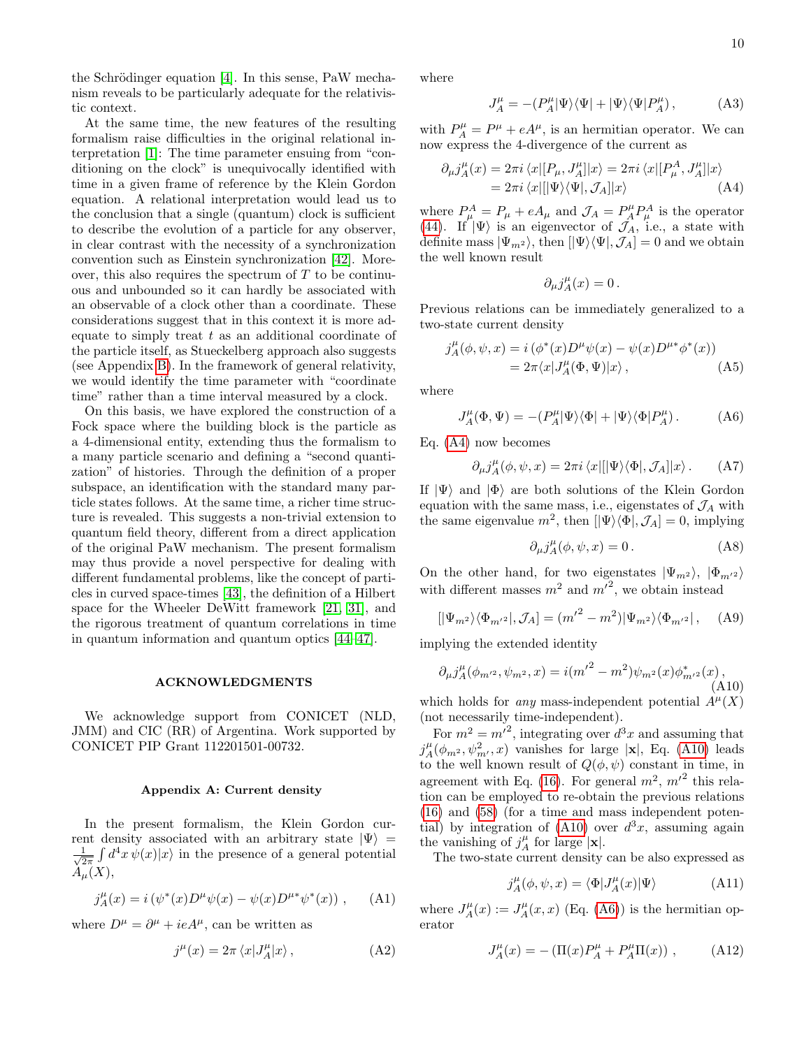the Schrödinger equation [4]. In this sense, PaW mechanism reveals to be particularly adequate for the relativistic context.

At the same time, the new features of the resulting formalism raise difficulties in the original relational interpretation [1]: The time parameter ensuing from "conditioning on the clock" is unequivocally identified with time in a given frame of reference by the Klein Gordon equation. A relational interpretation would lead us to the conclusion that a single (quantum) clock is sufficient to describe the evolution of a particle for any observer, in clear contrast with the necessity of a synchronization convention such as Einstein synchronization [42]. Moreover, this also requires the spectrum of $T$ to be continuous and unbounded so it can hardly be associated with an observable of a clock other than a coordinate. These considerations suggest that in this context it is more adequate to simply treat $t$ as an additional coordinate of the particle itself, as Stueckelberg approach also suggests (see Appendix B). In the framework of general relativity, we would identify the time parameter with "coordinate time" rather than a time interval measured by a clock.

On this basis, we have explored the construction of a Fock space where the building block is the particle as a 4-dimensional entity, extending thus the formalism to a many particle scenario and defining a "second quantization" of histories. Through the definition of a proper subspace, an identification with the standard many particle states follows. At the same time, a richer time structure is revealed. This suggests a non-trivial extension to quantum field theory, different from a direct application of the original PaW mechanism. The present formalism may thus provide a novel perspective for dealing with different fundamental problems, like the concept of particles in curved space-times [43], the definition of a Hilbert space for the Wheeler DeWitt framework [21, 31], and the rigorous treatment of quantum correlations in time in quantum information and quantum optics [44–47].

## ACKNOWLEDGMENTS

We acknowledge support from CONICET (NLD, JMM) and CIC (RR) of Argentina. Work supported by CONICET PIP Grant 112201501-00732.

## Appendix A: Current density

In the present formalism, the Klein Gordon current density associated with an arbitrary state $|\Psi\rangle = \frac{1}{\sqrt{2\pi}}\int d^4x\,\psi(x)|x\rangle$ in the presence of a general potential $A_\mu(X)$,

$$j^\mu_A(x) = i\left(\psi^*(x)D^\mu\psi(x) - \psi(x)D^{\mu *}\psi^*(x)\right)\,, \tag{A1}$$

where $D^\mu = \partial^\mu + ieA^\mu$, can be written as

$$j^\mu(x) = 2\pi\,\langle x|J^\mu_A|x\rangle\,, \tag{A2}$$

where

$$J^\mu_A = -(P^\mu_A|\Psi\rangle\langle\Psi| + |\Psi\rangle\langle\Psi|P^\mu_A)\,, \tag{A3}$$

with $P^\mu_A = P^\mu + eA^\mu$, is an hermitian operator. We can now express the 4-divergence of the current as

$$\begin{aligned}\partial_\mu j^\mu_A(x) &= 2\pi i\,\langle x|[P_\mu, J^\mu_A]|x\rangle = 2\pi i\,\langle x|[P^A_\mu, J^\mu_A]|x\rangle\\ &= 2\pi i\,\langle x|[|\Psi\rangle\langle\Psi|, \mathcal{J}_A]|x\rangle\end{aligned} \tag{A4}$$

where $P^A_\mu = P_\mu + eA_\mu$ and $\mathcal{J}_A = P^\mu_A P^A_\mu$ is the operator (44). If $|\Psi\rangle$ is an eigenvector of $\mathcal{J}_A$, i.e., a state with definite mass $|\Psi_{m^2}\rangle$, then $[|\Psi\rangle\langle\Psi|, \mathcal{J}_A] = 0$ and we obtain the well known result

$$\partial_\mu j^\mu_A(x) = 0\,.$$

Previous relations can be immediately generalized to a two-state current density

$$\begin{aligned}j^\mu_A(\phi,\psi,x) &= i\left(\phi^*(x)D^\mu\psi(x) - \psi(x)D^{\mu *}\phi^*(x)\right)\\ &= 2\pi\langle x|J^\mu_A(\Phi,\Psi)|x\rangle\,,\end{aligned} \tag{A5}$$

where

$$J^\mu_A(\Phi,\Psi) = -(P^\mu_A|\Psi\rangle\langle\Phi| + |\Psi\rangle\langle\Phi|P^\mu_A)\,. \tag{A6}$$

Eq. (A4) now becomes

$$\partial_\mu j^\mu_A(\phi,\psi,x) = 2\pi i\,\langle x|[|\Psi\rangle\langle\Phi|, \mathcal{J}_A]|x\rangle\,. \tag{A7}$$

If $|\Psi\rangle$ and $|\Phi\rangle$ are both solutions of the Klein Gordon equation with the same mass, i.e., eigenstates of $\mathcal{J}_A$ with the same eigenvalue $m^2$, then $[|\Psi\rangle\langle\Phi|, \mathcal{J}_A] = 0$, implying

$$\partial_\mu j^\mu_A(\phi,\psi,x) = 0\,. \tag{A8}$$

On the other hand, for two eigenstates $|\Psi_{m^2}\rangle$, $|\Phi_{m'^2}\rangle$ with different masses $m^2$ and ${m'}^2$, we obtain instead

$$[|\Psi_{m^2}\rangle\langle\Phi_{m'^2}|, \mathcal{J}_A] = ({m'}^2 - m^2)|\Psi_{m^2}\rangle\langle\Phi_{m'^2}|\,, \tag{A9}$$

implying the extended identity

$$\partial_\mu j^\mu_A(\phi_{m'^2}, \psi_{m^2}, x) = i({m'}^2 - m^2)\psi_{m^2}(x)\phi^*_{m'^2}(x)\,, \tag{A10}$$

which holds for *any* mass-independent potential $A^\mu(X)$ (not necessarily time-independent).

For $m^2 = {m'}^2$, integrating over $d^3x$ and assuming that $j^\mu_A(\phi_{m^2}, \psi^2_{m'}, x)$ vanishes for large $|\mathbf{x}|$, Eq. (A10) leads to the well known result of $Q(\phi,\psi)$ constant in time, in agreement with Eq. (16). For general $m^2$, ${m'}^2$ this relation can be employed to re-obtain the previous relations (16) and (58) (for a time and mass independent potential) by integration of (A10) over $d^3x$, assuming again the vanishing of $j^\mu_A$ for large $|\mathbf{x}|$.

The two-state current density can be also expressed as

$$j^\mu_A(\phi,\psi,x) = \langle\Phi|J^\mu_A(x)|\Psi\rangle \tag{A11}$$

where $J^\mu_A(x) := J^\mu_A(x,x)$ (Eq. (A6)) is the hermitian operator

$$J^\mu_A(x) = -\left(\Pi(x)P^\mu_A + P^\mu_A\Pi(x)\right)\,, \tag{A12}$$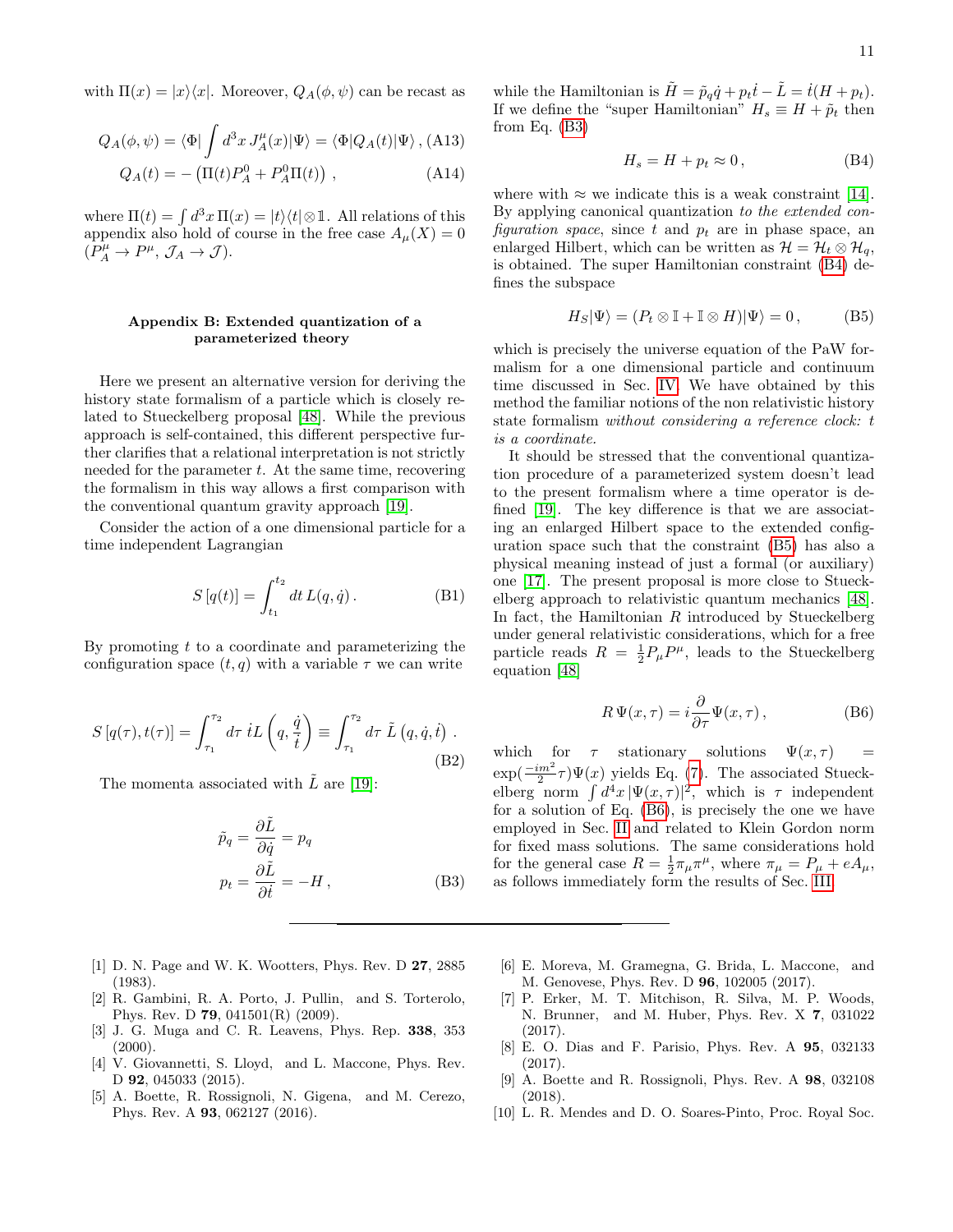with $\Pi(x) = |x\rangle\langle x|$. Moreover, $Q_A(\phi,\psi)$ can be recast as

$$Q_A(\phi,\psi) = \langle\Phi|\int d^3x\, J^\mu_A(x)|\Psi\rangle = \langle\Phi|Q_A(t)|\Psi\rangle\,, \tag{A13}$$

$$Q_A(t) = -\left(\Pi(t)P^0_A + P^0_A\Pi(t)\right)\,, \tag{A14}$$

where $\Pi(t) = \int d^3x\, \Pi(x) = |t\rangle\langle t|\otimes\mathbb{1}$. All relations of this appendix also hold of course in the free case $A_\mu(X) = 0$ ($P^\mu_A \to P^\mu$, $\mathcal{J}_A \to \mathcal{J}$).

## Appendix B: Extended quantization of a parameterized theory

Here we present an alternative version for deriving the history state formalism of a particle which is closely related to Stueckelberg proposal [48]. While the previous approach is self-contained, this different perspective further clarifies that a relational interpretation is not strictly needed for the parameter $t$. At the same time, recovering the formalism in this way allows a first comparison with the conventional quantum gravity approach [19].

Consider the action of a one dimensional particle for a time independent Lagrangian

$$S\left[q(t)\right] = \int_{t_1}^{t_2} dt\, L(q,\dot{q})\,. \tag{B1}$$

By promoting $t$ to a coordinate and parameterizing the configuration space $(t,q)$ with a variable $\tau$ we can write

$$S\left[q(\tau),t(\tau)\right] = \int_{\tau_1}^{\tau_2} d\tau\, \dot{t}L\left(q,\frac{\dot{q}}{\dot{t}}\right) \equiv \int_{\tau_1}^{\tau_2} d\tau\, \tilde{L}\left(q,\dot{q},\dot{t}\right)\,. \tag{B2}$$

The momenta associated with $\tilde{L}$ are [19]:

$$\tilde{p}_q = \frac{\partial\tilde{L}}{\partial\dot{q}} = p_q$$
$$p_t = \frac{\partial\tilde{L}}{\partial\dot{t}} = -H\,, \tag{B3}$$

while the Hamiltonian is $\tilde{H} = \tilde{p}_q\dot{q} + p_t\dot{t} - \tilde{L} = \dot{t}(H + p_t)$. If we define the "super Hamiltonian" $H_s \equiv H + \tilde{p}_t$ then from Eq. (B3)

$$H_s = H + p_t \approx 0\,, \tag{B4}$$

where with $\approx$ we indicate this is a weak constraint [14]. By applying canonical quantization *to the extended configuration space*, since $t$ and $p_t$ are in phase space, an enlarged Hilbert, which can be written as $\mathcal{H} = \mathcal{H}_t\otimes\mathcal{H}_q$, is obtained. The super Hamiltonian constraint (B4) defines the subspace

$$H_S|\Psi\rangle = (P_t\otimes\mathbb{I} + \mathbb{I}\otimes H)|\Psi\rangle = 0\,, \tag{B5}$$

which is precisely the universe equation of the PaW formalism for a one dimensional particle and continuum time discussed in Sec. IV. We have obtained by this method the familiar notions of the non relativistic history state formalism *without considering a reference clock: t is a coordinate.*

It should be stressed that the conventional quantization procedure of a parameterized system doesn't lead to the present formalism where a time operator is defined [19]. The key difference is that we are associating an enlarged Hilbert space to the extended configuration space such that the constraint (B5) has also a physical meaning instead of just a formal (or auxiliary) one [17]. The present proposal is more close to Stueckelberg approach to relativistic quantum mechanics [48]. In fact, the Hamiltonian $R$ introduced by Stueckelberg under general relativistic considerations, which for a free particle reads $R = \frac{1}{2}P_\mu P^\mu$, leads to the Stueckelberg equation [48]

$$R\,\Psi(x,\tau) = i\frac{\partial}{\partial\tau}\Psi(x,\tau)\,, \tag{B6}$$

which for $\tau$ stationary solutions $\Psi(x,\tau) = \exp(\frac{-im^2}{2}\tau)\Psi(x)$ yields Eq. (7). The associated Stueckelberg norm $\int d^4x\,|\Psi(x,\tau)|^2$, which is $\tau$ independent for a solution of Eq. (B6), is precisely the one we have employed in Sec. II and related to Klein Gordon norm for fixed mass solutions. The same considerations hold for the general case $R = \frac{1}{2}\pi_\mu\pi^\mu$, where $\pi_\mu = P_\mu + eA_\mu$, as follows immediately form the results of Sec. III.

---

[1] D. N. Page and W. K. Wootters, Phys. Rev. D **27**, 2885 (1983).

[2] R. Gambini, R. A. Porto, J. Pullin, and S. Torterolo, Phys. Rev. D **79**, 041501(R) (2009).

[3] J. G. Muga and C. R. Leavens, Phys. Rep. **338**, 353 (2000).

[4] V. Giovannetti, S. Lloyd, and L. Maccone, Phys. Rev. D **92**, 045033 (2015).

[5] A. Boette, R. Rossignoli, N. Gigena, and M. Cerezo, Phys. Rev. A **93**, 062127 (2016).

[6] E. Moreva, M. Gramegna, G. Brida, L. Maccone, and M. Genovese, Phys. Rev. D **96**, 102005 (2017).

[7] P. Erker, M. T. Mitchison, R. Silva, M. P. Woods, N. Brunner, and M. Huber, Phys. Rev. X **7**, 031022 (2017).

[8] E. O. Dias and F. Parisio, Phys. Rev. A **95**, 032133 (2017).

[9] A. Boette and R. Rossignoli, Phys. Rev. A **98**, 032108 (2018).

[10] L. R. Mendes and D. O. Soares-Pinto, Proc. Royal Soc.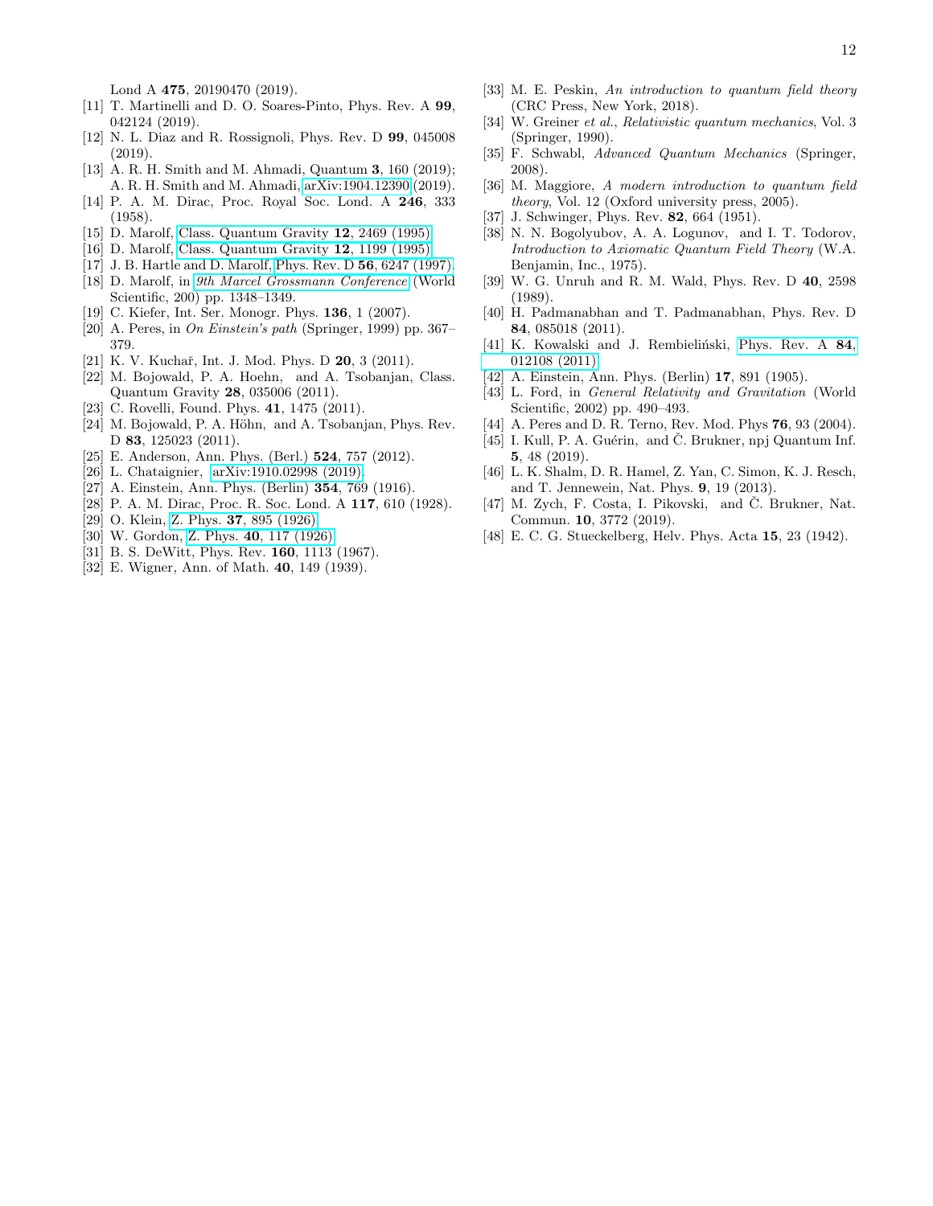Lond A **475**, 20190470 (2019).

[11] T. Martinelli and D. O. Soares-Pinto, Phys. Rev. A **99**, 042124 (2019).

[12] N. L. Diaz and R. Rossignoli, Phys. Rev. D **99**, 045008 (2019).

[13] A. R. H. Smith and M. Ahmadi, Quantum **3**, 160 (2019); A. R. H. Smith and M. Ahmadi, arXiv:1904.12390 (2019).

[14] P. A. M. Dirac, Proc. Royal Soc. Lond. A **246**, 333 (1958).

[15] D. Marolf, Class. Quantum Gravity **12**, 2469 (1995).

[16] D. Marolf, Class. Quantum Gravity **12**, 1199 (1995).

[17] J. B. Hartle and D. Marolf, Phys. Rev. D **56**, 6247 (1997).

[18] D. Marolf, in *9th Marcel Grossmann Conference* (World Scientific, 200) pp. 1348–1349.

[19] C. Kiefer, Int. Ser. Monogr. Phys. **136**, 1 (2007).

[20] A. Peres, in *On Einstein's path* (Springer, 1999) pp. 367–379.

[21] K. V. Kuchař, Int. J. Mod. Phys. D **20**, 3 (2011).

[22] M. Bojowald, P. A. Hoehn, and A. Tsobanjan, Class. Quantum Gravity **28**, 035006 (2011).

[23] C. Rovelli, Found. Phys. **41**, 1475 (2011).

[24] M. Bojowald, P. A. Höhn, and A. Tsobanjan, Phys. Rev. D **83**, 125023 (2011).

[25] E. Anderson, Ann. Phys. (Berl.) **524**, 757 (2012).

[26] L. Chataignier, arXiv:1910.02998 (2019).

[27] A. Einstein, Ann. Phys. (Berlin) **354**, 769 (1916).

[28] P. A. M. Dirac, Proc. R. Soc. Lond. A **117**, 610 (1928).

[29] O. Klein, Z. Phys. **37**, 895 (1926).

[30] W. Gordon, Z. Phys. **40**, 117 (1926).

[31] B. S. DeWitt, Phys. Rev. **160**, 1113 (1967).

[32] E. Wigner, Ann. of Math. **40**, 149 (1939).

[33] M. E. Peskin, *An introduction to quantum field theory* (CRC Press, New York, 2018).

[34] W. Greiner *et al.*, *Relativistic quantum mechanics*, Vol. 3 (Springer, 1990).

[35] F. Schwabl, *Advanced Quantum Mechanics* (Springer, 2008).

[36] M. Maggiore, *A modern introduction to quantum field theory*, Vol. 12 (Oxford university press, 2005).

[37] J. Schwinger, Phys. Rev. **82**, 664 (1951).

[38] N. N. Bogolyubov, A. A. Logunov, and I. T. Todorov, *Introduction to Axiomatic Quantum Field Theory* (W.A. Benjamin, Inc., 1975).

[39] W. G. Unruh and R. M. Wald, Phys. Rev. D **40**, 2598 (1989).

[40] H. Padmanabhan and T. Padmanabhan, Phys. Rev. D **84**, 085018 (2011).

[41] K. Kowalski and J. Rembieliński, Phys. Rev. A **84**, 012108 (2011).

[42] A. Einstein, Ann. Phys. (Berlin) **17**, 891 (1905).

[43] L. Ford, in *General Relativity and Gravitation* (World Scientific, 2002) pp. 490–493.

[44] A. Peres and D. R. Terno, Rev. Mod. Phys **76**, 93 (2004).

[45] I. Kull, P. A. Guérin, and Č. Brukner, npj Quantum Inf. **5**, 48 (2019).

[46] L. K. Shalm, D. R. Hamel, Z. Yan, C. Simon, K. J. Resch, and T. Jennewein, Nat. Phys. **9**, 19 (2013).

[47] M. Zych, F. Costa, I. Pikovski, and Č. Brukner, Nat. Commun. **10**, 3772 (2019).

[48] E. C. G. Stueckelberg, Helv. Phys. Acta **15**, 23 (1942).